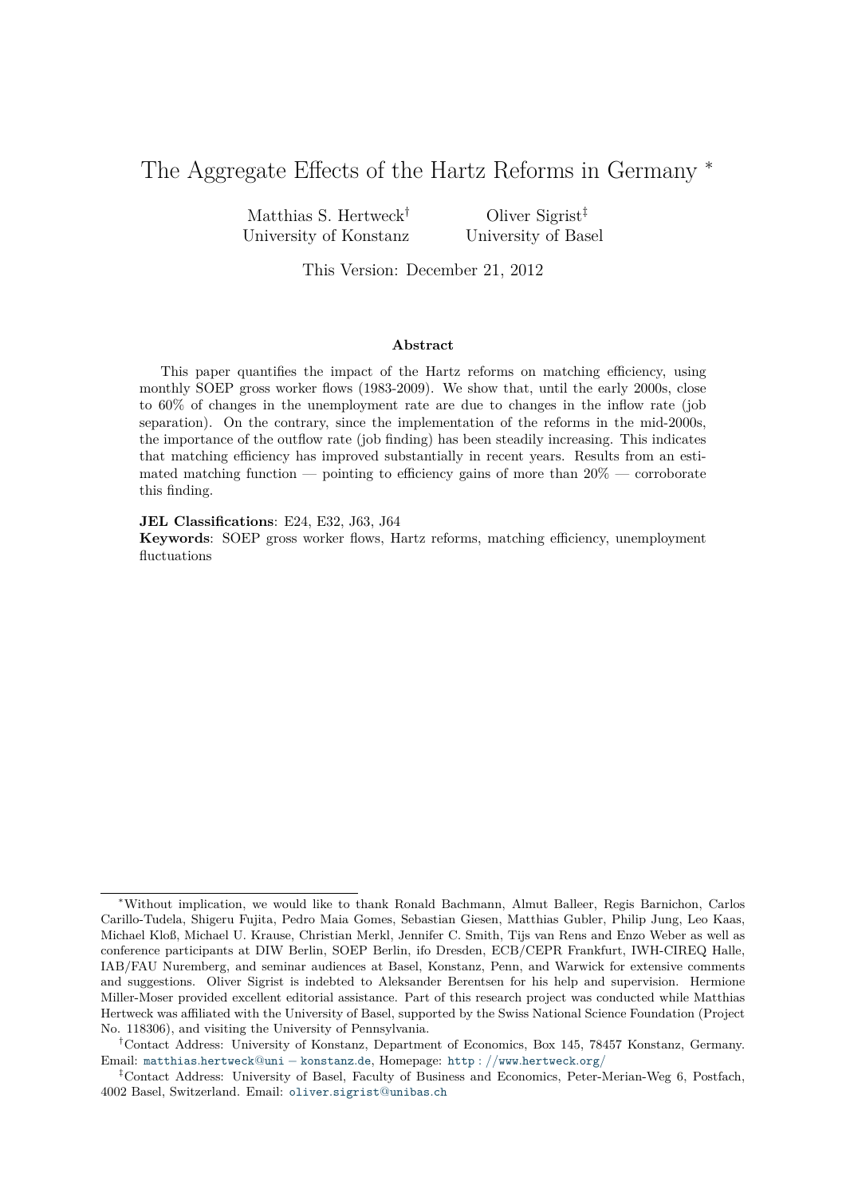# The Aggregate Effects of the Hartz Reforms in Germany [*]

Matthias S. Hertweck[†]
University of Konstanz

Oliver Sigrist[‡]
University of Basel

This Version: December 21, 2012

## Abstract

This paper quantifies the impact of the Hartz reforms on matching efficiency, using monthly SOEP gross worker flows (1983-2009). We show that, until the early 2000s, close to 60% of changes in the unemployment rate are due to changes in the inflow rate (job separation). On the contrary, since the implementation of the reforms in the mid-2000s, the importance of the outflow rate (job finding) has been steadily increasing. This indicates that matching efficiency has improved substantially in recent years. Results from an estimated matching function — pointing to efficiency gains of more than 20% — corroborate this finding.

**JEL Classifications**: E24, E32, J63, J64

**Keywords**: SOEP gross worker flows, Hartz reforms, matching efficiency, unemployment fluctuations

---

[*] Without implication, we would like to thank Ronald Bachmann, Almut Balleer, Regis Barnichon, Carlos Carillo-Tudela, Shigeru Fujita, Pedro Maia Gomes, Sebastian Giesen, Matthias Gubler, Philip Jung, Leo Kaas, Michael Kloß, Michael U. Krause, Christian Merkl, Jennifer C. Smith, Tijs van Rens and Enzo Weber as well as conference participants at DIW Berlin, SOEP Berlin, ifo Dresden, ECB/CEPR Frankfurt, IWH-CIREQ Halle, IAB/FAU Nuremberg, and seminar audiences at Basel, Konstanz, Penn, and Warwick for extensive comments and suggestions. Oliver Sigrist is indebted to Aleksander Berentsen for his help and supervision. Hermione Miller-Moser provided excellent editorial assistance. Part of this research project was conducted while Matthias Hertweck was affiliated with the University of Basel, supported by the Swiss National Science Foundation (Project No. 118306), and visiting the University of Pennsylvania.

[†] Contact Address: University of Konstanz, Department of Economics, Box 145, 78457 Konstanz, Germany. Email: matthias.hertweck@uni-konstanz.de, Homepage: http://www.hertweck.org/

[‡] Contact Address: University of Basel, Faculty of Business and Economics, Peter-Merian-Weg 6, Postfach, 4002 Basel, Switzerland. Email: oliver.sigrist@unibas.ch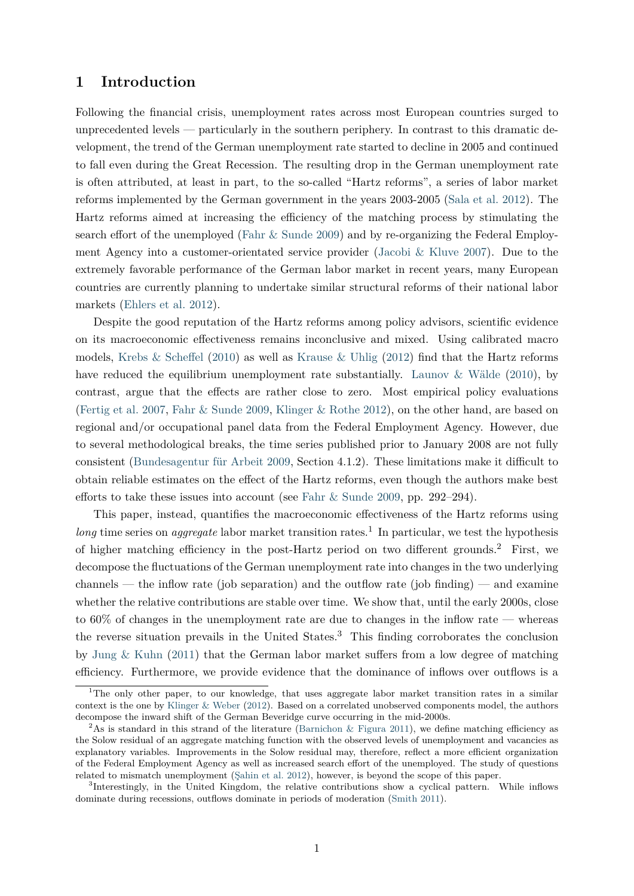# 1 Introduction

Following the financial crisis, unemployment rates across most European countries surged to unprecedented levels — particularly in the southern periphery. In contrast to this dramatic development, the trend of the German unemployment rate started to decline in 2005 and continued to fall even during the Great Recession. The resulting drop in the German unemployment rate is often attributed, at least in part, to the so-called "Hartz reforms", a series of labor market reforms implemented by the German government in the years 2003-2005 (Sala et al. 2012). The Hartz reforms aimed at increasing the efficiency of the matching process by stimulating the search effort of the unemployed (Fahr & Sunde 2009) and by re-organizing the Federal Employment Agency into a customer-orientated service provider (Jacobi & Kluve 2007). Due to the extremely favorable performance of the German labor market in recent years, many European countries are currently planning to undertake similar structural reforms of their national labor markets (Ehlers et al. 2012).

Despite the good reputation of the Hartz reforms among policy advisors, scientific evidence on its macroeconomic effectiveness remains inconclusive and mixed. Using calibrated macro models, Krebs & Scheffel (2010) as well as Krause & Uhlig (2012) find that the Hartz reforms have reduced the equilibrium unemployment rate substantially. Launov & Wälde (2010), by contrast, argue that the effects are rather close to zero. Most empirical policy evaluations (Fertig et al. 2007, Fahr & Sunde 2009, Klinger & Rothe 2012), on the other hand, are based on regional and/or occupational panel data from the Federal Employment Agency. However, due to several methodological breaks, the time series published prior to January 2008 are not fully consistent (Bundesagentur für Arbeit 2009, Section 4.1.2). These limitations make it difficult to obtain reliable estimates on the effect of the Hartz reforms, even though the authors make best efforts to take these issues into account (see Fahr & Sunde 2009, pp. 292–294).

This paper, instead, quantifies the macroeconomic effectiveness of the Hartz reforms using *long* time series on *aggregate* labor market transition rates.[1] In particular, we test the hypothesis of higher matching efficiency in the post-Hartz period on two different grounds.[2] First, we decompose the fluctuations of the German unemployment rate into changes in the two underlying channels — the inflow rate (job separation) and the outflow rate (job finding) — and examine whether the relative contributions are stable over time. We show that, until the early 2000s, close to 60% of changes in the unemployment rate are due to changes in the inflow rate — whereas the reverse situation prevails in the United States.[3] This finding corroborates the conclusion by Jung & Kuhn (2011) that the German labor market suffers from a low degree of matching efficiency. Furthermore, we provide evidence that the dominance of inflows over outflows is a

[1] The only other paper, to our knowledge, that uses aggregate labor market transition rates in a similar context is the one by Klinger & Weber (2012). Based on a correlated unobserved components model, the authors decompose the inward shift of the German Beveridge curve occurring in the mid-2000s.

[2] As is standard in this strand of the literature (Barnichon & Figura 2011), we define matching efficiency as the Solow residual of an aggregate matching function with the observed levels of unemployment and vacancies as explanatory variables. Improvements in the Solow residual may, therefore, reflect a more efficient organization of the Federal Employment Agency as well as increased search effort of the unemployed. The study of questions related to mismatch unemployment (Şahin et al. 2012), however, is beyond the scope of this paper.

[3] Interestingly, in the United Kingdom, the relative contributions show a cyclical pattern. While inflows dominate during recessions, outflows dominate in periods of moderation (Smith 2011).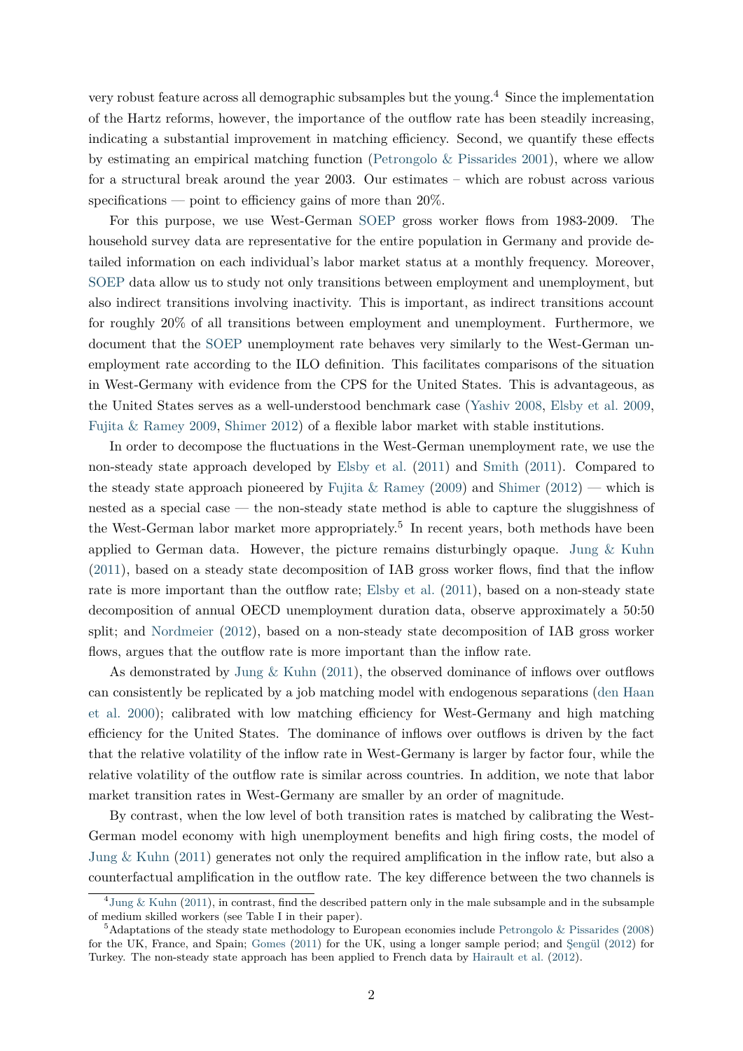very robust feature across all demographic subsamples but the young.[4] Since the implementation of the Hartz reforms, however, the importance of the outflow rate has been steadily increasing, indicating a substantial improvement in matching efficiency. Second, we quantify these effects by estimating an empirical matching function (Petrongolo & Pissarides 2001), where we allow for a structural break around the year 2003. Our estimates – which are robust across various specifications — point to efficiency gains of more than 20%.

For this purpose, we use West-German SOEP gross worker flows from 1983-2009. The household survey data are representative for the entire population in Germany and provide detailed information on each individual's labor market status at a monthly frequency. Moreover, SOEP data allow us to study not only transitions between employment and unemployment, but also indirect transitions involving inactivity. This is important, as indirect transitions account for roughly 20% of all transitions between employment and unemployment. Furthermore, we document that the SOEP unemployment rate behaves very similarly to the West-German unemployment rate according to the ILO definition. This facilitates comparisons of the situation in West-Germany with evidence from the CPS for the United States. This is advantageous, as the United States serves as a well-understood benchmark case (Yashiv 2008, Elsby et al. 2009, Fujita & Ramey 2009, Shimer 2012) of a flexible labor market with stable institutions.

In order to decompose the fluctuations in the West-German unemployment rate, we use the non-steady state approach developed by Elsby et al. (2011) and Smith (2011). Compared to the steady state approach pioneered by Fujita & Ramey (2009) and Shimer (2012) — which is nested as a special case — the non-steady state method is able to capture the sluggishness of the West-German labor market more appropriately.[5] In recent years, both methods have been applied to German data. However, the picture remains disturbingly opaque. Jung & Kuhn (2011), based on a steady state decomposition of IAB gross worker flows, find that the inflow rate is more important than the outflow rate; Elsby et al. (2011), based on a non-steady state decomposition of annual OECD unemployment duration data, observe approximately a 50:50 split; and Nordmeier (2012), based on a non-steady state decomposition of IAB gross worker flows, argues that the outflow rate is more important than the inflow rate.

As demonstrated by Jung & Kuhn (2011), the observed dominance of inflows over outflows can consistently be replicated by a job matching model with endogenous separations (den Haan et al. 2000); calibrated with low matching efficiency for West-Germany and high matching efficiency for the United States. The dominance of inflows over outflows is driven by the fact that the relative volatility of the inflow rate in West-Germany is larger by factor four, while the relative volatility of the outflow rate is similar across countries. In addition, we note that labor market transition rates in West-Germany are smaller by an order of magnitude.

By contrast, when the low level of both transition rates is matched by calibrating the West-German model economy with high unemployment benefits and high firing costs, the model of Jung & Kuhn (2011) generates not only the required amplification in the inflow rate, but also a counterfactual amplification in the outflow rate. The key difference between the two channels is

[4] Jung & Kuhn (2011), in contrast, find the described pattern only in the male subsample and in the subsample of medium skilled workers (see Table I in their paper).

[5] Adaptations of the steady state methodology to European economies include Petrongolo & Pissarides (2008) for the UK, France, and Spain; Gomes (2011) for the UK, using a longer sample period; and Şengül (2012) for Turkey. The non-steady state approach has been applied to French data by Hairault et al. (2012).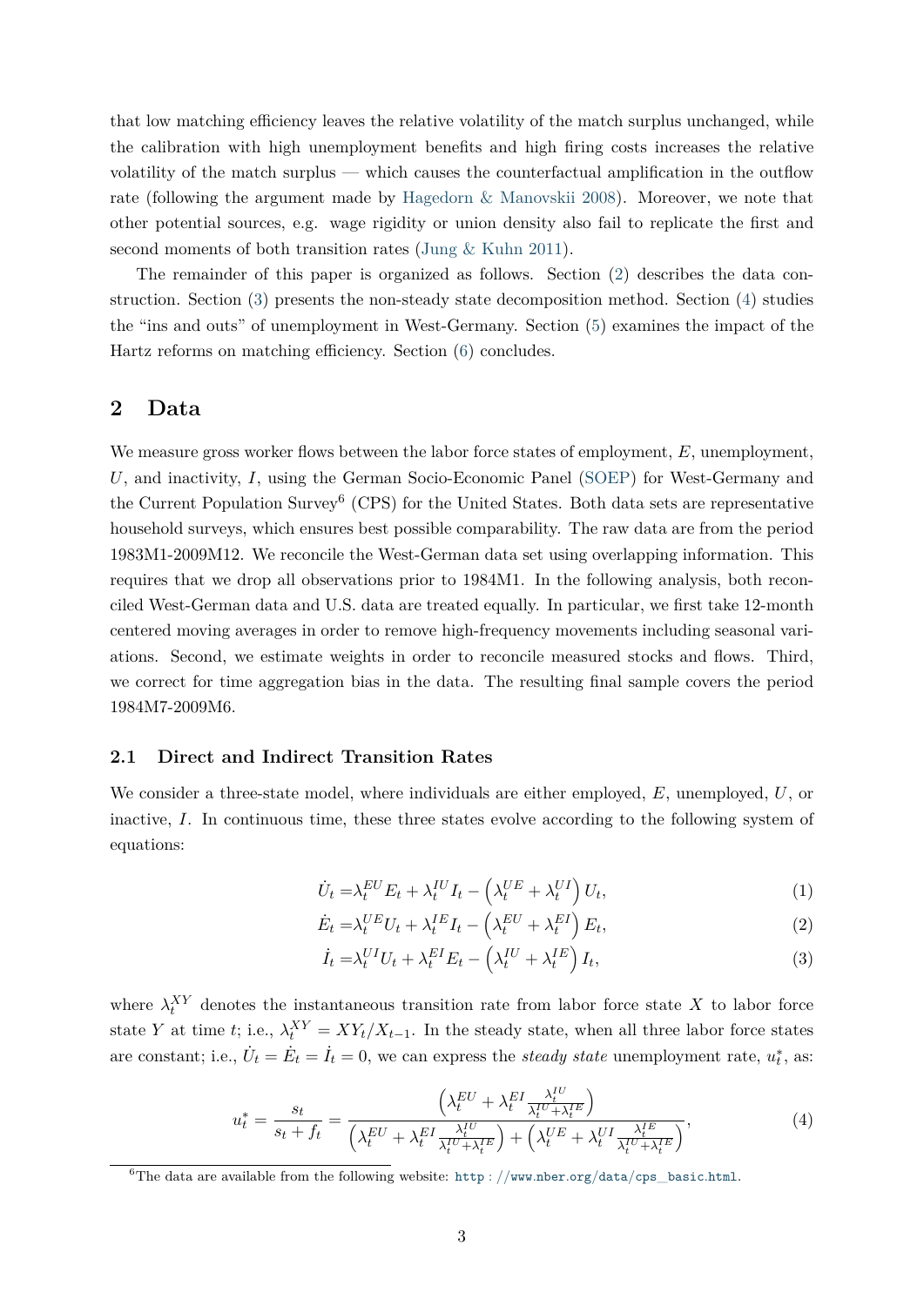that low matching efficiency leaves the relative volatility of the match surplus unchanged, while the calibration with high unemployment benefits and high firing costs increases the relative volatility of the match surplus — which causes the counterfactual amplification in the outflow rate (following the argument made by Hagedorn & Manovskii 2008). Moreover, we note that other potential sources, e.g. wage rigidity or union density also fail to replicate the first and second moments of both transition rates (Jung & Kuhn 2011).

The remainder of this paper is organized as follows. Section (2) describes the data construction. Section (3) presents the non-steady state decomposition method. Section (4) studies the "ins and outs" of unemployment in West-Germany. Section (5) examines the impact of the Hartz reforms on matching efficiency. Section (6) concludes.

## 2 Data

We measure gross worker flows between the labor force states of employment, $E$, unemployment, $U$, and inactivity, $I$, using the German Socio-Economic Panel (SOEP) for West-Germany and the Current Population Survey[6] (CPS) for the United States. Both data sets are representative household surveys, which ensures best possible comparability. The raw data are from the period 1983M1-2009M12. We reconcile the West-German data set using overlapping information. This requires that we drop all observations prior to 1984M1. In the following analysis, both reconciled West-German data and U.S. data are treated equally. In particular, we first take 12-month centered moving averages in order to remove high-frequency movements including seasonal variations. Second, we estimate weights in order to reconcile measured stocks and flows. Third, we correct for time aggregation bias in the data. The resulting final sample covers the period 1984M7-2009M6.

### 2.1 Direct and Indirect Transition Rates

We consider a three-state model, where individuals are either employed, $E$, unemployed, $U$, or inactive, $I$. In continuous time, these three states evolve according to the following system of equations:

$$\dot{U}_t = \lambda_t^{EU} E_t + \lambda_t^{IU} I_t - \left(\lambda_t^{UE} + \lambda_t^{UI}\right) U_t, \tag{1}$$

$$\dot{E}_t = \lambda_t^{UE} U_t + \lambda_t^{IE} I_t - \left(\lambda_t^{EU} + \lambda_t^{EI}\right) E_t, \tag{2}$$

$$\dot{I}_t = \lambda_t^{UI} U_t + \lambda_t^{EI} E_t - \left(\lambda_t^{IU} + \lambda_t^{IE}\right) I_t, \tag{3}$$

where $\lambda_t^{XY}$ denotes the instantaneous transition rate from labor force state $X$ to labor force state $Y$ at time $t$; i.e., $\lambda_t^{XY} = XY_t / X_{t-1}$. In the steady state, when all three labor force states are constant; i.e., $\dot{U}_t = \dot{E}_t = \dot{I}_t = 0$, we can express the *steady state* unemployment rate, $u_t^*$, as:

$$u_t^* = \frac{s_t}{s_t + f_t} = \frac{\left(\lambda_t^{EU} + \lambda_t^{EI} \frac{\lambda_t^{IU}}{\lambda_t^{IU} + \lambda_t^{IE}}\right)}{\left(\lambda_t^{EU} + \lambda_t^{EI} \frac{\lambda_t^{IU}}{\lambda_t^{IU} + \lambda_t^{IE}}\right) + \left(\lambda_t^{UE} + \lambda_t^{UI} \frac{\lambda_t^{IE}}{\lambda_t^{IU} + \lambda_t^{IE}}\right)}, \tag{4}$$

[6] The data are available from the following website: http://www.nber.org/data/cps_basic.html.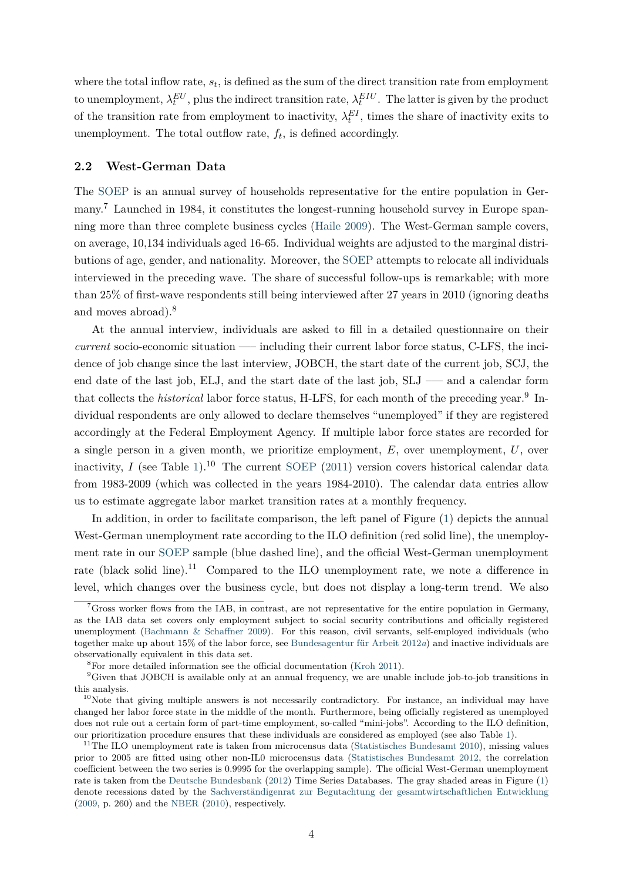where the total inflow rate, $s_t$, is defined as the sum of the direct transition rate from employment to unemployment, $\lambda_t^{EU}$, plus the indirect transition rate, $\lambda_t^{EIU}$. The latter is given by the product of the transition rate from employment to inactivity, $\lambda_t^{EI}$, times the share of inactivity exits to unemployment. The total outflow rate, $f_t$, is defined accordingly.

## 2.2 West-German Data

The SOEP is an annual survey of households representative for the entire population in Germany.[7] Launched in 1984, it constitutes the longest-running household survey in Europe spanning more than three complete business cycles (Haile 2009). The West-German sample covers, on average, 10,134 individuals aged 16-65. Individual weights are adjusted to the marginal distributions of age, gender, and nationality. Moreover, the SOEP attempts to relocate all individuals interviewed in the preceding wave. The share of successful follow-ups is remarkable; with more than 25% of first-wave respondents still being interviewed after 27 years in 2010 (ignoring deaths and moves abroad).[8]

At the annual interview, individuals are asked to fill in a detailed questionnaire on their *current* socio-economic situation —– including their current labor force status, C-LFS, the incidence of job change since the last interview, JOBCH, the start date of the current job, SCJ, the end date of the last job, ELJ, and the start date of the last job, SLJ —– and a calendar form that collects the *historical* labor force status, H-LFS, for each month of the preceding year.[9] Individual respondents are only allowed to declare themselves "unemployed" if they are registered accordingly at the Federal Employment Agency. If multiple labor force states are recorded for a single person in a given month, we prioritize employment, $E$, over unemployment, $U$, over inactivity, $I$ (see Table 1).[10] The current SOEP (2011) version covers historical calendar data from 1983-2009 (which was collected in the years 1984-2010). The calendar data entries allow us to estimate aggregate labor market transition rates at a monthly frequency.

In addition, in order to facilitate comparison, the left panel of Figure (1) depicts the annual West-German unemployment rate according to the ILO definition (red solid line), the unemployment rate in our SOEP sample (blue dashed line), and the official West-German unemployment rate (black solid line).[11] Compared to the ILO unemployment rate, we note a difference in level, which changes over the business cycle, but does not display a long-term trend. We also

[7] Gross worker flows from the IAB, in contrast, are not representative for the entire population in Germany, as the IAB data set covers only employment subject to social security contributions and officially registered unemployment (Bachmann & Schaffner 2009). For this reason, civil servants, self-employed individuals (who together make up about 15% of the labor force, see Bundesagentur für Arbeit 2012*a*) and inactive individuals are observationally equivalent in this data set.

[8] For more detailed information see the official documentation (Kroh 2011).

[9] Given that JOBCH is available only at an annual frequency, we are unable include job-to-job transitions in this analysis.

[10] Note that giving multiple answers is not necessarily contradictory. For instance, an individual may have changed her labor force state in the middle of the month. Furthermore, being officially registered as unemployed does not rule out a certain form of part-time employment, so-called "mini-jobs". According to the ILO definition, our prioritization procedure ensures that these individuals are considered as employed (see also Table 1).

[11] The ILO unemployment rate is taken from microcensus data (Statistisches Bundesamt 2010), missing values prior to 2005 are fitted using other non-IL0 microcensus data (Statistisches Bundesamt 2012, the correlation coefficient between the two series is 0.9995 for the overlapping sample). The official West-German unemployment rate is taken from the Deutsche Bundesbank (2012) Time Series Databases. The gray shaded areas in Figure (1) denote recessions dated by the Sachverständigenrat zur Begutachtung der gesamtwirtschaftlichen Entwicklung (2009, p. 260) and the NBER (2010), respectively.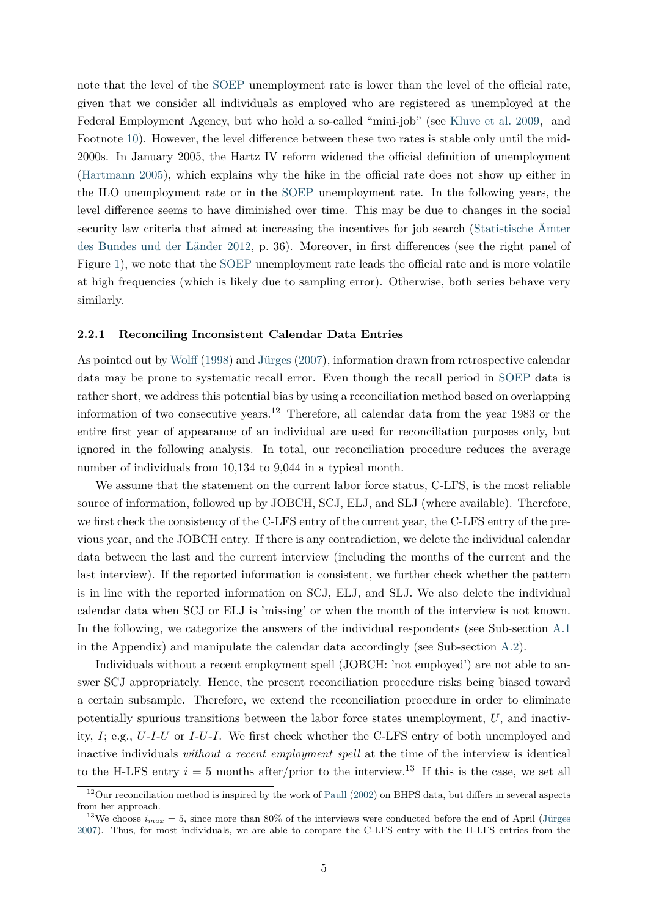note that the level of the SOEP unemployment rate is lower than the level of the official rate, given that we consider all individuals as employed who are registered as unemployed at the Federal Employment Agency, but who hold a so-called "mini-job" (see Kluve et al. 2009, and Footnote 10). However, the level difference between these two rates is stable only until the mid-2000s. In January 2005, the Hartz IV reform widened the official definition of unemployment (Hartmann 2005), which explains why the hike in the official rate does not show up either in the ILO unemployment rate or in the SOEP unemployment rate. In the following years, the level difference seems to have diminished over time. This may be due to changes in the social security law criteria that aimed at increasing the incentives for job search (Statistische Ämter des Bundes und der Länder 2012, p. 36). Moreover, in first differences (see the right panel of Figure 1), we note that the SOEP unemployment rate leads the official rate and is more volatile at high frequencies (which is likely due to sampling error). Otherwise, both series behave very similarly.

### 2.2.1 Reconciling Inconsistent Calendar Data Entries

As pointed out by Wolff (1998) and Jürges (2007), information drawn from retrospective calendar data may be prone to systematic recall error. Even though the recall period in SOEP data is rather short, we address this potential bias by using a reconciliation method based on overlapping information of two consecutive years.[12] Therefore, all calendar data from the year 1983 or the entire first year of appearance of an individual are used for reconciliation purposes only, but ignored in the following analysis. In total, our reconciliation procedure reduces the average number of individuals from 10,134 to 9,044 in a typical month.

We assume that the statement on the current labor force status, C-LFS, is the most reliable source of information, followed up by JOBCH, SCJ, ELJ, and SLJ (where available). Therefore, we first check the consistency of the C-LFS entry of the current year, the C-LFS entry of the previous year, and the JOBCH entry. If there is any contradiction, we delete the individual calendar data between the last and the current interview (including the months of the current and the last interview). If the reported information is consistent, we further check whether the pattern is in line with the reported information on SCJ, ELJ, and SLJ. We also delete the individual calendar data when SCJ or ELJ is 'missing' or when the month of the interview is not known. In the following, we categorize the answers of the individual respondents (see Sub-section A.1 in the Appendix) and manipulate the calendar data accordingly (see Sub-section A.2).

Individuals without a recent employment spell (JOBCH: 'not employed') are not able to answer SCJ appropriately. Hence, the present reconciliation procedure risks being biased toward a certain subsample. Therefore, we extend the reconciliation procedure in order to eliminate potentially spurious transitions between the labor force states unemployment, $U$, and inactivity, $I$; e.g., $U$-$I$-$U$ or $I$-$U$-$I$. We first check whether the C-LFS entry of both unemployed and inactive individuals *without a recent employment spell* at the time of the interview is identical to the H-LFS entry $i = 5$ months after/prior to the interview.[13] If this is the case, we set all

[12] Our reconciliation method is inspired by the work of Paull (2002) on BHPS data, but differs in several aspects from her approach.

[13] We choose $i_{max} = 5$, since more than 80% of the interviews were conducted before the end of April (Jürges 2007). Thus, for most individuals, we are able to compare the C-LFS entry with the H-LFS entries from the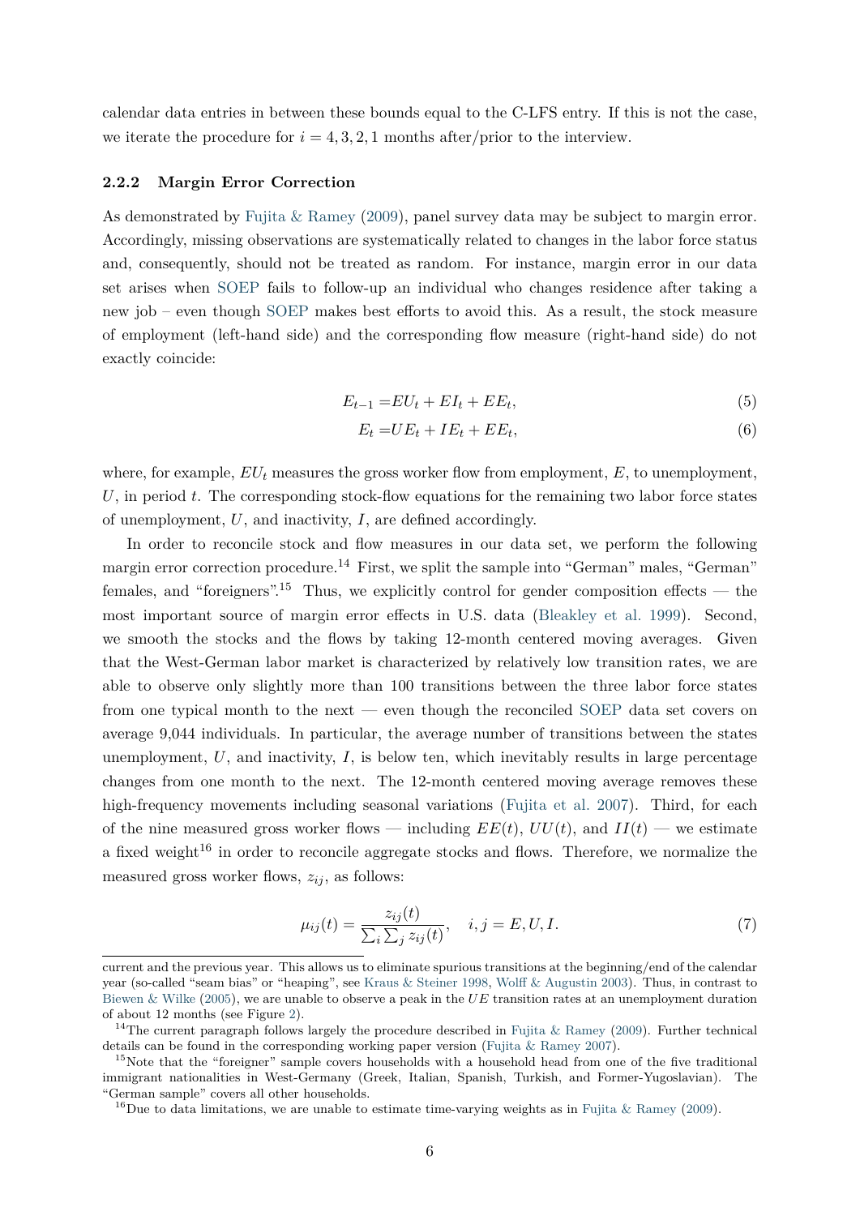calendar data entries in between these bounds equal to the C-LFS entry. If this is not the case, we iterate the procedure for $i = 4, 3, 2, 1$ months after/prior to the interview.

#### 2.2.2 Margin Error Correction

As demonstrated by Fujita & Ramey (2009), panel survey data may be subject to margin error. Accordingly, missing observations are systematically related to changes in the labor force status and, consequently, should not be treated as random. For instance, margin error in our data set arises when SOEP fails to follow-up an individual who changes residence after taking a new job – even though SOEP makes best efforts to avoid this. As a result, the stock measure of employment (left-hand side) and the corresponding flow measure (right-hand side) do not exactly coincide:

$$E_{t-1} = EU_t + EI_t + EE_t, \tag{5}$$

$$E_t = UE_t + IE_t + EE_t, \tag{6}$$

where, for example, $EU_t$ measures the gross worker flow from employment, $E$, to unemployment, $U$, in period $t$. The corresponding stock-flow equations for the remaining two labor force states of unemployment, $U$, and inactivity, $I$, are defined accordingly.

In order to reconcile stock and flow measures in our data set, we perform the following margin error correction procedure.[14] First, we split the sample into "German" males, "German" females, and "foreigners".[15] Thus, we explicitly control for gender composition effects — the most important source of margin error effects in U.S. data (Bleakley et al. 1999). Second, we smooth the stocks and the flows by taking 12-month centered moving averages. Given that the West-German labor market is characterized by relatively low transition rates, we are able to observe only slightly more than 100 transitions between the three labor force states from one typical month to the next — even though the reconciled SOEP data set covers on average 9,044 individuals. In particular, the average number of transitions between the states unemployment, $U$, and inactivity, $I$, is below ten, which inevitably results in large percentage changes from one month to the next. The 12-month centered moving average removes these high-frequency movements including seasonal variations (Fujita et al. 2007). Third, for each of the nine measured gross worker flows — including $EE(t)$, $UU(t)$, and $II(t)$ — we estimate a fixed weight[16] in order to reconcile aggregate stocks and flows. Therefore, we normalize the measured gross worker flows, $z_{ij}$, as follows:

$$\mu_{ij}(t) = \frac{z_{ij}(t)}{\sum_i \sum_j z_{ij}(t)}, \quad i, j = E, U, I. \tag{7}$$

current and the previous year. This allows us to eliminate spurious transitions at the beginning/end of the calendar year (so-called "seam bias" or "heaping", see Kraus & Steiner 1998, Wolff & Augustin 2003). Thus, in contrast to Biewen & Wilke (2005), we are unable to observe a peak in the $UE$ transition rates at an unemployment duration of about 12 months (see Figure 2).

[14] The current paragraph follows largely the procedure described in Fujita & Ramey (2009). Further technical details can be found in the corresponding working paper version (Fujita & Ramey 2007).

[15] Note that the "foreigner" sample covers households with a household head from one of the five traditional immigrant nationalities in West-Germany (Greek, Italian, Spanish, Turkish, and Former-Yugoslavian). The "German sample" covers all other households.

[16] Due to data limitations, we are unable to estimate time-varying weights as in Fujita & Ramey (2009).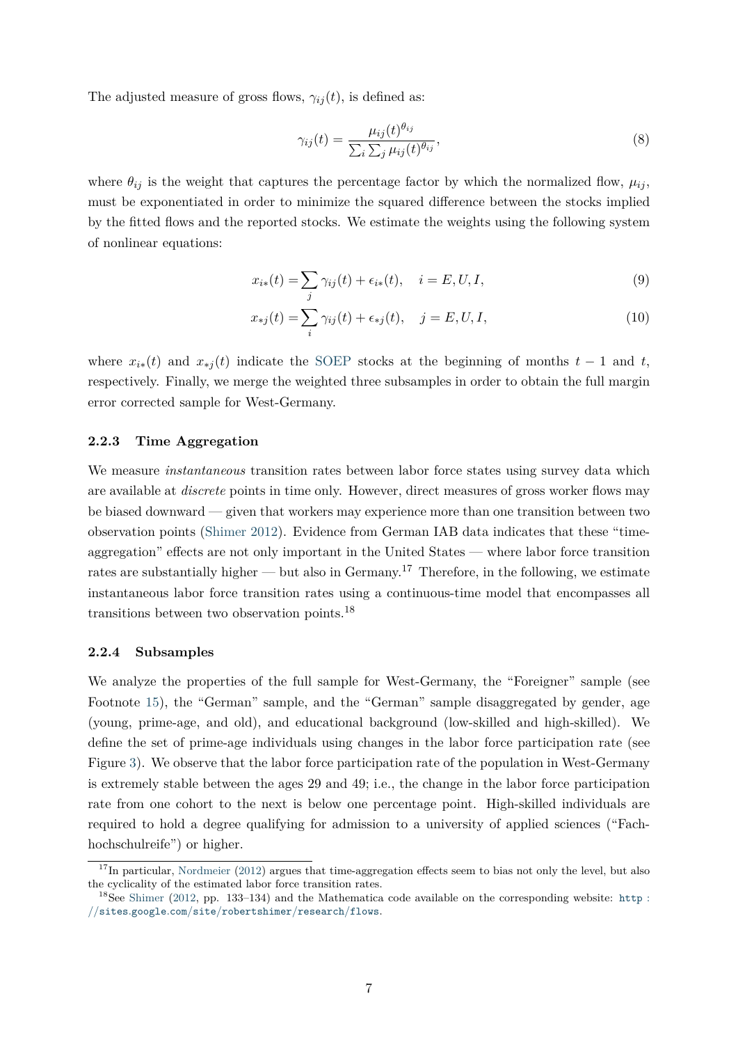The adjusted measure of gross flows, $\gamma_{ij}(t)$, is defined as:

$$\gamma_{ij}(t) = \frac{\mu_{ij}(t)^{\theta_{ij}}}{\sum_i \sum_j \mu_{ij}(t)^{\theta_{ij}}}, \tag{8}$$

where $\theta_{ij}$ is the weight that captures the percentage factor by which the normalized flow, $\mu_{ij}$, must be exponentiated in order to minimize the squared difference between the stocks implied by the fitted flows and the reported stocks. We estimate the weights using the following system of nonlinear equations:

$$x_{i*}(t) = \sum_j \gamma_{ij}(t) + \epsilon_{i*}(t), \quad i = E, U, I, \tag{9}$$

$$x_{*j}(t) = \sum_i \gamma_{ij}(t) + \epsilon_{*j}(t), \quad j = E, U, I, \tag{10}$$

where $x_{i*}(t)$ and $x_{*j}(t)$ indicate the SOEP stocks at the beginning of months $t-1$ and $t$, respectively. Finally, we merge the weighted three subsamples in order to obtain the full margin error corrected sample for West-Germany.

### 2.2.3 Time Aggregation

We measure *instantaneous* transition rates between labor force states using survey data which are available at *discrete* points in time only. However, direct measures of gross worker flows may be biased downward — given that workers may experience more than one transition between two observation points (Shimer 2012). Evidence from German IAB data indicates that these "time-aggregation" effects are not only important in the United States — where labor force transition rates are substantially higher — but also in Germany.[17] Therefore, in the following, we estimate instantaneous labor force transition rates using a continuous-time model that encompasses all transitions between two observation points.[18]

### 2.2.4 Subsamples

We analyze the properties of the full sample for West-Germany, the "Foreigner" sample (see Footnote 15), the "German" sample, and the "German" sample disaggregated by gender, age (young, prime-age, and old), and educational background (low-skilled and high-skilled). We define the set of prime-age individuals using changes in the labor force participation rate (see Figure 3). We observe that the labor force participation rate of the population in West-Germany is extremely stable between the ages 29 and 49; i.e., the change in the labor force participation rate from one cohort to the next is below one percentage point. High-skilled individuals are required to hold a degree qualifying for admission to a university of applied sciences ("Fachhochschulreife") or higher.

---

[17] In particular, Nordmeier (2012) argues that time-aggregation effects seem to bias not only the level, but also the cyclicality of the estimated labor force transition rates.

[18] See Shimer (2012, pp. 133–134) and the Mathematica code available on the corresponding website: `http://sites.google.com/site/robertshimer/research/flows`.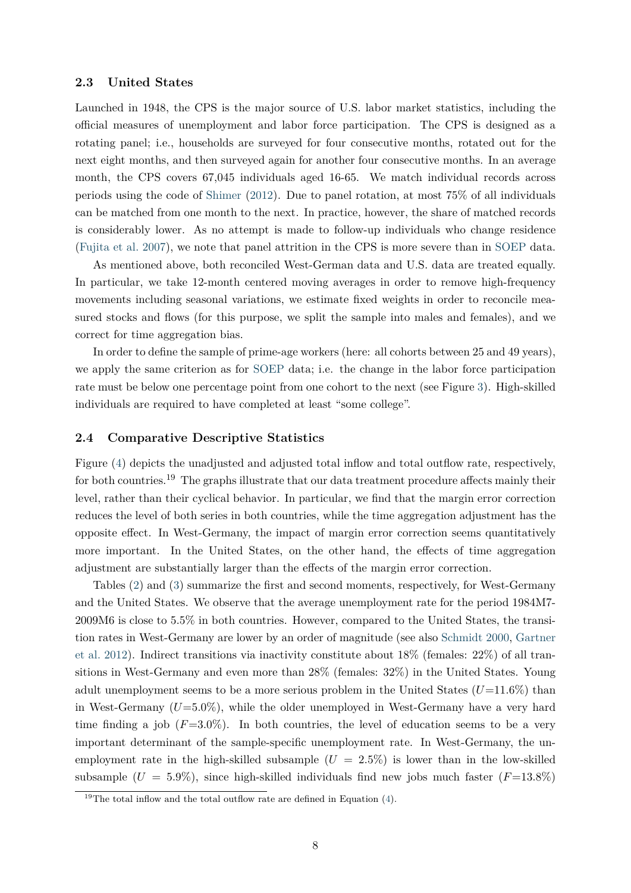### 2.3 United States

Launched in 1948, the CPS is the major source of U.S. labor market statistics, including the official measures of unemployment and labor force participation. The CPS is designed as a rotating panel; i.e., households are surveyed for four consecutive months, rotated out for the next eight months, and then surveyed again for another four consecutive months. In an average month, the CPS covers 67,045 individuals aged 16-65. We match individual records across periods using the code of Shimer (2012). Due to panel rotation, at most 75% of all individuals can be matched from one month to the next. In practice, however, the share of matched records is considerably lower. As no attempt is made to follow-up individuals who change residence (Fujita et al. 2007), we note that panel attrition in the CPS is more severe than in SOEP data.

As mentioned above, both reconciled West-German data and U.S. data are treated equally. In particular, we take 12-month centered moving averages in order to remove high-frequency movements including seasonal variations, we estimate fixed weights in order to reconcile measured stocks and flows (for this purpose, we split the sample into males and females), and we correct for time aggregation bias.

In order to define the sample of prime-age workers (here: all cohorts between 25 and 49 years), we apply the same criterion as for SOEP data; i.e. the change in the labor force participation rate must be below one percentage point from one cohort to the next (see Figure 3). High-skilled individuals are required to have completed at least "some college".

### 2.4 Comparative Descriptive Statistics

Figure (4) depicts the unadjusted and adjusted total inflow and total outflow rate, respectively, for both countries.[19] The graphs illustrate that our data treatment procedure affects mainly their level, rather than their cyclical behavior. In particular, we find that the margin error correction reduces the level of both series in both countries, while the time aggregation adjustment has the opposite effect. In West-Germany, the impact of margin error correction seems quantitatively more important. In the United States, on the other hand, the effects of time aggregation adjustment are substantially larger than the effects of the margin error correction.

Tables (2) and (3) summarize the first and second moments, respectively, for West-Germany and the United States. We observe that the average unemployment rate for the period 1984M7-2009M6 is close to 5.5% in both countries. However, compared to the United States, the transition rates in West-Germany are lower by an order of magnitude (see also Schmidt 2000, Gartner et al. 2012). Indirect transitions via inactivity constitute about 18% (females: 22%) of all transitions in West-Germany and even more than 28% (females: 32%) in the United States. Young adult unemployment seems to be a more serious problem in the United States ($U$=11.6%) than in West-Germany ($U$=5.0%), while the older unemployed in West-Germany have a very hard time finding a job ($F$=3.0%). In both countries, the level of education seems to be a very important determinant of the sample-specific unemployment rate. In West-Germany, the unemployment rate in the high-skilled subsample ($U$ = 2.5%) is lower than in the low-skilled subsample ($U$ = 5.9%), since high-skilled individuals find new jobs much faster ($F$=13.8%)

[19] The total inflow and the total outflow rate are defined in Equation (4).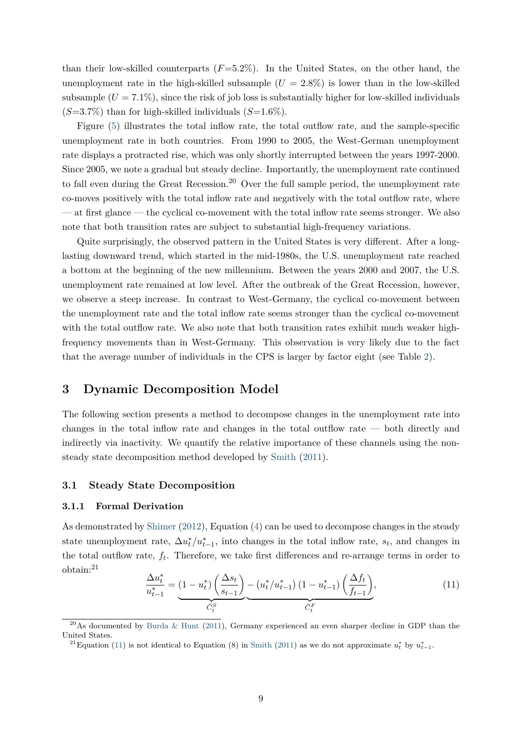than their low-skilled counterparts ($F$=5.2%). In the United States, on the other hand, the unemployment rate in the high-skilled subsample ($U = 2.8\%$) is lower than in the low-skilled subsample ($U = 7.1\%$), since the risk of job loss is substantially higher for low-skilled individuals ($S$=3.7%) than for high-skilled individuals ($S$=1.6%).

Figure (5) illustrates the total inflow rate, the total outflow rate, and the sample-specific unemployment rate in both countries. From 1990 to 2005, the West-German unemployment rate displays a protracted rise, which was only shortly interrupted between the years 1997-2000. Since 2005, we note a gradual but steady decline. Importantly, the unemployment rate continued to fall even during the Great Recession.[20] Over the full sample period, the unemployment rate co-moves positively with the total inflow rate and negatively with the total outflow rate, where — at first glance — the cyclical co-movement with the total inflow rate seems stronger. We also note that both transition rates are subject to substantial high-frequency variations.

Quite surprisingly, the observed pattern in the United States is very different. After a long-lasting downward trend, which started in the mid-1980s, the U.S. unemployment rate reached a bottom at the beginning of the new millennium. Between the years 2000 and 2007, the U.S. unemployment rate remained at low level. After the outbreak of the Great Recession, however, we observe a steep increase. In contrast to West-Germany, the cyclical co-movement between the unemployment rate and the total inflow rate seems stronger than the cyclical co-movement with the total outflow rate. We also note that both transition rates exhibit much weaker high-frequency movements than in West-Germany. This observation is very likely due to the fact that the average number of individuals in the CPS is larger by factor eight (see Table 2).

# 3 Dynamic Decomposition Model

The following section presents a method to decompose changes in the unemployment rate into changes in the total inflow rate and changes in the total outflow rate — both directly and indirectly via inactivity. We quantify the relative importance of these channels using the non-steady state decomposition method developed by Smith (2011).

## 3.1 Steady State Decomposition

### 3.1.1 Formal Derivation

As demonstrated by Shimer (2012), Equation (4) can be used to decompose changes in the steady state unemployment rate, $\Delta u_t^*/u_{t-1}^*$, into changes in the total inflow rate, $s_t$, and changes in the total outflow rate, $f_t$. Therefore, we take first differences and re-arrange terms in order to obtain:[21]

$$\frac{\Delta u_t^*}{u_{t-1}^*} = \underbrace{(1 - u_t^*) \left(\frac{\Delta s_t}{s_{t-1}}\right)}_{\tilde{C}_t^S} \underbrace{- (u_t^*/u_{t-1}^*) (1 - u_{t-1}^*) \left(\frac{\Delta f_t}{f_{t-1}}\right)}_{\tilde{C}_t^F}, \tag{11}$$

[20] As documented by Burda & Hunt (2011), Germany experienced an even sharper decline in GDP than the United States.

[21] Equation (11) is not identical to Equation (8) in Smith (2011) as we do not approximate $u_t^*$ by $u_{t-1}^*$.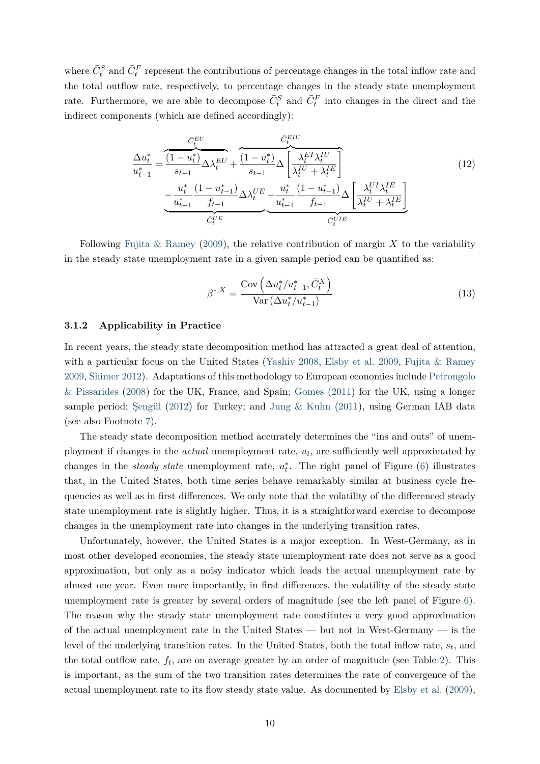where $\bar{C}_t^S$ and $\bar{C}_t^F$ represent the contributions of percentage changes in the total inflow rate and the total outflow rate, respectively, to percentage changes in the steady state unemployment rate. Furthermore, we are able to decompose $\bar{C}_t^S$ and $\bar{C}_t^F$ into changes in the direct and the indirect components (which are defined accordingly):

$$\frac{\Delta u_t^*}{u_{t-1}^*} = \overbrace{\frac{(1-u_t^*)}{s_{t-1}}\Delta\lambda_t^{EU}}^{\bar{C}_t^{EU}} + \overbrace{\frac{(1-u_t^*)}{s_{t-1}}\Delta\left[\frac{\lambda_t^{EI}\lambda_t^{IU}}{\lambda_t^{IU}+\lambda_t^{IE}}\right]}^{\bar{C}_t^{EIU}} \\ \underbrace{-\frac{u_t^*}{u_{t-1}^*}\frac{(1-u_{t-1}^*)}{f_{t-1}}\Delta\lambda_t^{UE}}_{\bar{C}_t^{UE}} \underbrace{-\frac{u_t^*}{u_{t-1}^*}\frac{(1-u_{t-1}^*)}{f_{t-1}}\Delta\left[\frac{\lambda_t^{UI}\lambda_t^{IE}}{\lambda_t^{IU}+\lambda_t^{IE}}\right]}_{\bar{C}_t^{UIE}} \tag{12}$$

Following Fujita & Ramey (2009), the relative contribution of margin $X$ to the variability in the steady state unemployment rate in a given sample period can be quantified as:

$$\beta^{*,X} = \frac{\operatorname{Cov}\left(\Delta u_t^*/u_{t-1}^*, \bar{C}_t^X\right)}{\operatorname{Var}\left(\Delta u_t^*/u_{t-1}^*\right)} \tag{13}$$

### 3.1.2 Applicability in Practice

In recent years, the steady state decomposition method has attracted a great deal of attention, with a particular focus on the United States (Yashiv 2008, Elsby et al. 2009, Fujita & Ramey 2009, Shimer 2012). Adaptations of this methodology to European economies include Petrongolo & Pissarides (2008) for the UK, France, and Spain; Gomes (2011) for the UK, using a longer sample period; Şengül (2012) for Turkey; and Jung & Kuhn (2011), using German IAB data (see also Footnote 7).

The steady state decomposition method accurately determines the "ins and outs" of unemployment if changes in the *actual* unemployment rate, $u_t$, are sufficiently well approximated by changes in the *steady state* unemployment rate, $u_t^*$. The right panel of Figure (6) illustrates that, in the United States, both time series behave remarkably similar at business cycle frequencies as well as in first differences. We only note that the volatility of the differenced steady state unemployment rate is slightly higher. Thus, it is a straightforward exercise to decompose changes in the unemployment rate into changes in the underlying transition rates.

Unfortunately, however, the United States is a major exception. In West-Germany, as in most other developed economies, the steady state unemployment rate does not serve as a good approximation, but only as a noisy indicator which leads the actual unemployment rate by almost one year. Even more importantly, in first differences, the volatility of the steady state unemployment rate is greater by several orders of magnitude (see the left panel of Figure 6). The reason why the steady state unemployment rate constitutes a very good approximation of the actual unemployment rate in the United States — but not in West-Germany — is the level of the underlying transition rates. In the United States, both the total inflow rate, $s_t$, and the total outflow rate, $f_t$, are on average greater by an order of magnitude (see Table 2). This is important, as the sum of the two transition rates determines the rate of convergence of the actual unemployment rate to its flow steady state value. As documented by Elsby et al. (2009),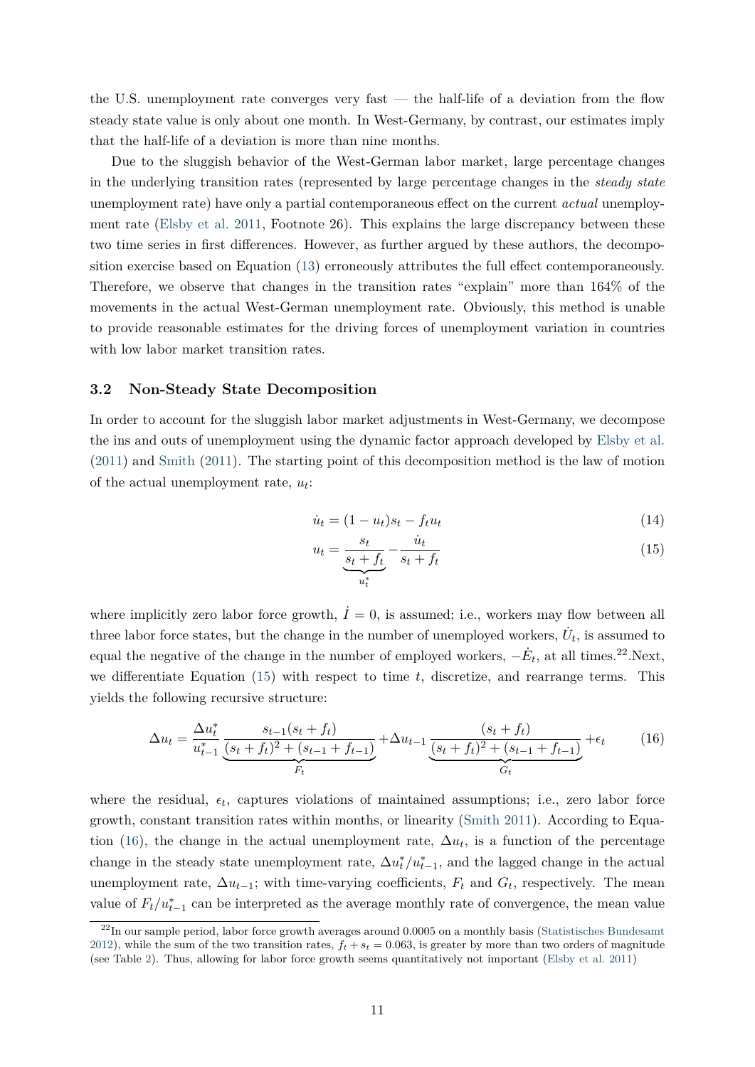the U.S. unemployment rate converges very fast — the half-life of a deviation from the flow steady state value is only about one month. In West-Germany, by contrast, our estimates imply that the half-life of a deviation is more than nine months.

Due to the sluggish behavior of the West-German labor market, large percentage changes in the underlying transition rates (represented by large percentage changes in the *steady state* unemployment rate) have only a partial contemporaneous effect on the current *actual* unemployment rate (Elsby et al. 2011, Footnote 26). This explains the large discrepancy between these two time series in first differences. However, as further argued by these authors, the decomposition exercise based on Equation (13) erroneously attributes the full effect contemporaneously. Therefore, we observe that changes in the transition rates "explain" more than 164% of the movements in the actual West-German unemployment rate. Obviously, this method is unable to provide reasonable estimates for the driving forces of unemployment variation in countries with low labor market transition rates.

### 3.2 Non-Steady State Decomposition

In order to account for the sluggish labor market adjustments in West-Germany, we decompose the ins and outs of unemployment using the dynamic factor approach developed by Elsby et al. (2011) and Smith (2011). The starting point of this decomposition method is the law of motion of the actual unemployment rate, $u_t$:

$$\dot{u}_t = (1 - u_t)s_t - f_t u_t \tag{14}$$

$$u_t = \underbrace{\frac{s_t}{s_t + f_t}}_{u_t^*} - \frac{\dot{u}_t}{s_t + f_t} \tag{15}$$

where implicitly zero labor force growth, $\dot{I} = 0$, is assumed; i.e., workers may flow between all three labor force states, but the change in the number of unemployed workers, $\dot{U}_t$, is assumed to equal the negative of the change in the number of employed workers, $-\dot{E}_t$, at all times.[22].Next, we differentiate Equation (15) with respect to time $t$, discretize, and rearrange terms. This yields the following recursive structure:

$$\Delta u_t = \frac{\Delta u_t^*}{u_{t-1}^*} \underbrace{\frac{s_{t-1}(s_t + f_t)}{(s_t + f_t)^2 + (s_{t-1} + f_{t-1})}}_{F_t} + \Delta u_{t-1} \underbrace{\frac{(s_t + f_t)}{(s_t + f_t)^2 + (s_{t-1} + f_{t-1})}}_{G_t} + \epsilon_t \tag{16}$$

where the residual, $\epsilon_t$, captures violations of maintained assumptions; i.e., zero labor force growth, constant transition rates within months, or linearity (Smith 2011). According to Equation (16), the change in the actual unemployment rate, $\Delta u_t$, is a function of the percentage change in the steady state unemployment rate, $\Delta u_t^*/u_{t-1}^*$, and the lagged change in the actual unemployment rate, $\Delta u_{t-1}$; with time-varying coefficients, $F_t$ and $G_t$, respectively. The mean value of $F_t/u_{t-1}^*$ can be interpreted as the average monthly rate of convergence, the mean value

[22] In our sample period, labor force growth averages around 0.0005 on a monthly basis (Statistisches Bundesamt 2012), while the sum of the two transition rates, $f_t + s_t = 0.063$, is greater by more than two orders of magnitude (see Table 2). Thus, allowing for labor force growth seems quantitatively not important (Elsby et al. 2011)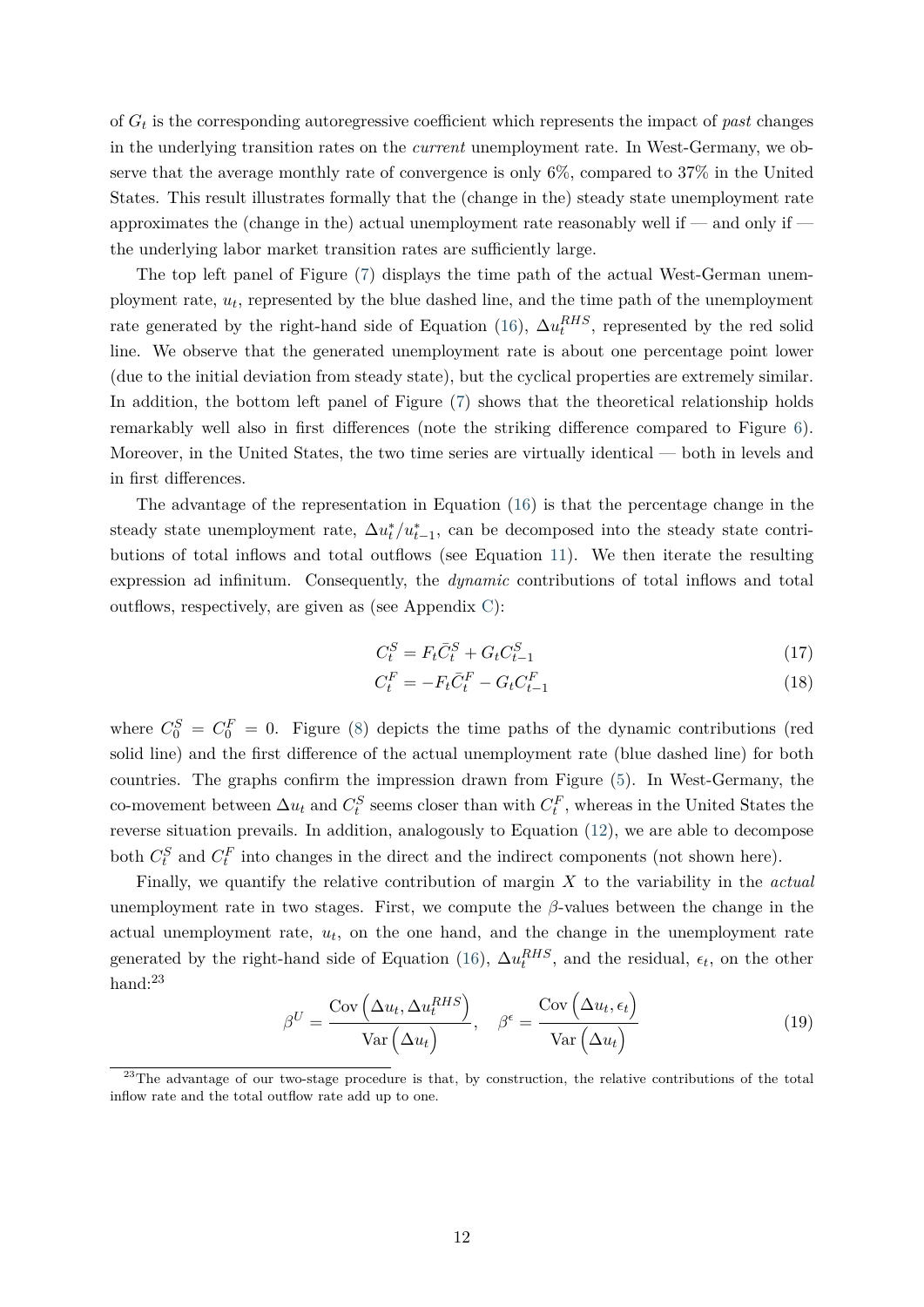of $G_t$ is the corresponding autoregressive coefficient which represents the impact of *past* changes in the underlying transition rates on the *current* unemployment rate. In West-Germany, we observe that the average monthly rate of convergence is only 6%, compared to 37% in the United States. This result illustrates formally that the (change in the) steady state unemployment rate approximates the (change in the) actual unemployment rate reasonably well if — and only if — the underlying labor market transition rates are sufficiently large.

The top left panel of Figure (7) displays the time path of the actual West-German unemployment rate, $u_t$, represented by the blue dashed line, and the time path of the unemployment rate generated by the right-hand side of Equation (16), $\Delta u_t^{RHS}$, represented by the red solid line. We observe that the generated unemployment rate is about one percentage point lower (due to the initial deviation from steady state), but the cyclical properties are extremely similar. In addition, the bottom left panel of Figure (7) shows that the theoretical relationship holds remarkably well also in first differences (note the striking difference compared to Figure 6). Moreover, in the United States, the two time series are virtually identical — both in levels and in first differences.

The advantage of the representation in Equation (16) is that the percentage change in the steady state unemployment rate, $\Delta u_t^*/u_{t-1}^*$, can be decomposed into the steady state contributions of total inflows and total outflows (see Equation 11). We then iterate the resulting expression ad infinitum. Consequently, the *dynamic* contributions of total inflows and total outflows, respectively, are given as (see Appendix C):

$$C_t^S = F_t \bar{C}_t^S + G_t C_{t-1}^S \tag{17}$$

$$C_t^F = -F_t \bar{C}_t^F - G_t C_{t-1}^F \tag{18}$$

where $C_0^S = C_0^F = 0$. Figure (8) depicts the time paths of the dynamic contributions (red solid line) and the first difference of the actual unemployment rate (blue dashed line) for both countries. The graphs confirm the impression drawn from Figure (5). In West-Germany, the co-movement between $\Delta u_t$ and $C_t^S$ seems closer than with $C_t^F$, whereas in the United States the reverse situation prevails. In addition, analogously to Equation (12), we are able to decompose both $C_t^S$ and $C_t^F$ into changes in the direct and the indirect components (not shown here).

Finally, we quantify the relative contribution of margin $X$ to the variability in the *actual* unemployment rate in two stages. First, we compute the $\beta$-values between the change in the actual unemployment rate, $u_t$, on the one hand, and the change in the unemployment rate generated by the right-hand side of Equation (16), $\Delta u_t^{RHS}$, and the residual, $\epsilon_t$, on the other hand:[23]

$$\beta^U = \frac{\text{Cov}\left(\Delta u_t, \Delta u_t^{RHS}\right)}{\text{Var}\left(\Delta u_t\right)}, \quad \beta^\epsilon = \frac{\text{Cov}\left(\Delta u_t, \epsilon_t\right)}{\text{Var}\left(\Delta u_t\right)} \tag{19}$$

[23]The advantage of our two-stage procedure is that, by construction, the relative contributions of the total inflow rate and the total outflow rate add up to one.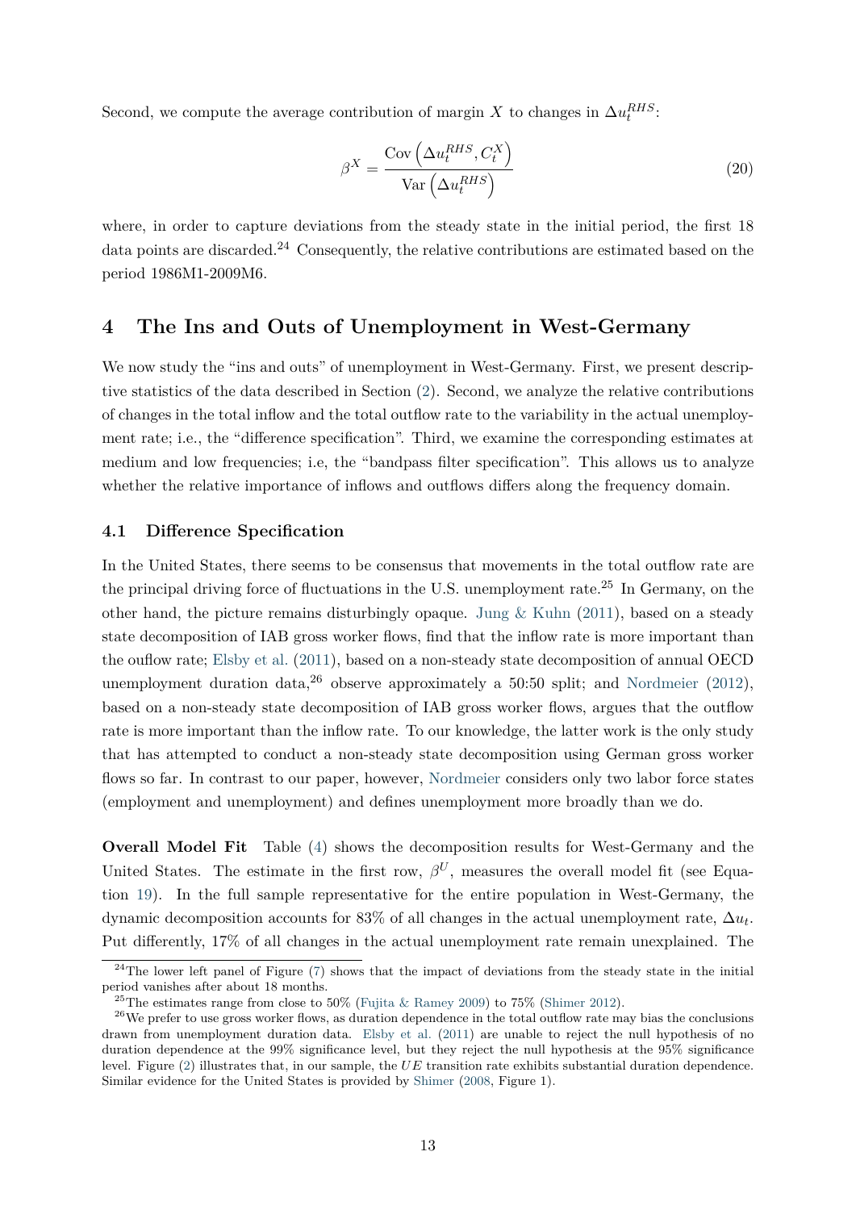Second, we compute the average contribution of margin $X$ to changes in $\Delta u_t^{RHS}$:

$$\beta^X = \frac{\text{Cov}\left(\Delta u_t^{RHS}, C_t^X\right)}{\text{Var}\left(\Delta u_t^{RHS}\right)} \tag{20}$$

where, in order to capture deviations from the steady state in the initial period, the first 18 data points are discarded.[24] Consequently, the relative contributions are estimated based on the period 1986M1-2009M6.

# 4 The Ins and Outs of Unemployment in West-Germany

We now study the "ins and outs" of unemployment in West-Germany. First, we present descriptive statistics of the data described in Section (2). Second, we analyze the relative contributions of changes in the total inflow and the total outflow rate to the variability in the actual unemployment rate; i.e., the "difference specification". Third, we examine the corresponding estimates at medium and low frequencies; i.e, the "bandpass filter specification". This allows us to analyze whether the relative importance of inflows and outflows differs along the frequency domain.

## 4.1 Difference Specification

In the United States, there seems to be consensus that movements in the total outflow rate are the principal driving force of fluctuations in the U.S. unemployment rate.[25] In Germany, on the other hand, the picture remains disturbingly opaque. Jung & Kuhn (2011), based on a steady state decomposition of IAB gross worker flows, find that the inflow rate is more important than the ouflow rate; Elsby et al. (2011), based on a non-steady state decomposition of annual OECD unemployment duration data,[26] observe approximately a 50:50 split; and Nordmeier (2012), based on a non-steady state decomposition of IAB gross worker flows, argues that the outflow rate is more important than the inflow rate. To our knowledge, the latter work is the only study that has attempted to conduct a non-steady state decomposition using German gross worker flows so far. In contrast to our paper, however, Nordmeier considers only two labor force states (employment and unemployment) and defines unemployment more broadly than we do.

**Overall Model Fit** Table (4) shows the decomposition results for West-Germany and the United States. The estimate in the first row, $\beta^U$, measures the overall model fit (see Equation 19). In the full sample representative for the entire population in West-Germany, the dynamic decomposition accounts for 83% of all changes in the actual unemployment rate, $\Delta u_t$. Put differently, 17% of all changes in the actual unemployment rate remain unexplained. The

---

[24] The lower left panel of Figure (7) shows that the impact of deviations from the steady state in the initial period vanishes after about 18 months.

[25] The estimates range from close to 50% (Fujita & Ramey 2009) to 75% (Shimer 2012).

[26] We prefer to use gross worker flows, as duration dependence in the total outflow rate may bias the conclusions drawn from unemployment duration data. Elsby et al. (2011) are unable to reject the null hypothesis of no duration dependence at the 99% significance level, but they reject the null hypothesis at the 95% significance level. Figure (2) illustrates that, in our sample, the $UE$ transition rate exhibits substantial duration dependence. Similar evidence for the United States is provided by Shimer (2008, Figure 1).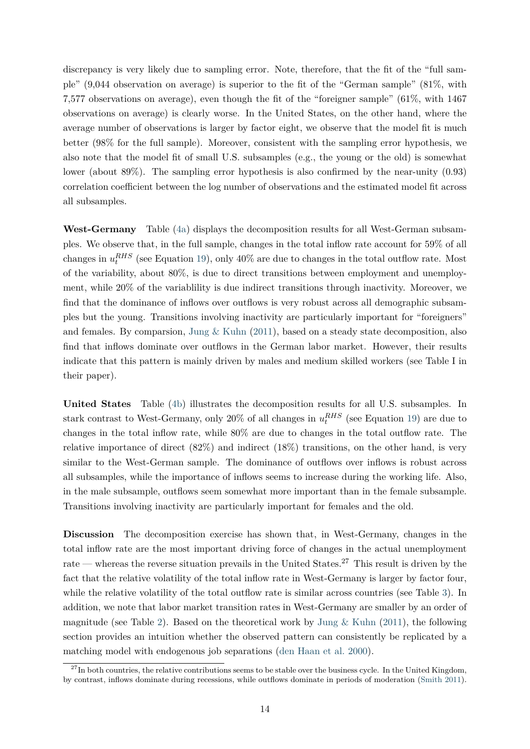discrepancy is very likely due to sampling error. Note, therefore, that the fit of the "full sample" (9,044 observation on average) is superior to the fit of the "German sample" (81%, with 7,577 observations on average), even though the fit of the "foreigner sample" (61%, with 1467 observations on average) is clearly worse. In the United States, on the other hand, where the average number of observations is larger by factor eight, we observe that the model fit is much better (98% for the full sample). Moreover, consistent with the sampling error hypothesis, we also note that the model fit of small U.S. subsamples (e.g., the young or the old) is somewhat lower (about 89%). The sampling error hypothesis is also confirmed by the near-unity (0.93) correlation coefficient between the log number of observations and the estimated model fit across all subsamples.

**West-Germany** Table (4a) displays the decomposition results for all West-German subsamples. We observe that, in the full sample, changes in the total inflow rate account for 59% of all changes in $u_t^{RHS}$ (see Equation 19), only 40% are due to changes in the total outflow rate. Most of the variability, about 80%, is due to direct transitions between employment and unemployment, while 20% of the variablility is due indirect transitions through inactivity. Moreover, we find that the dominance of inflows over outflows is very robust across all demographic subsamples but the young. Transitions involving inactivity are particularly important for "foreigners" and females. By comparsion, Jung & Kuhn (2011), based on a steady state decomposition, also find that inflows dominate over outflows in the German labor market. However, their results indicate that this pattern is mainly driven by males and medium skilled workers (see Table I in their paper).

**United States** Table (4b) illustrates the decomposition results for all U.S. subsamples. In stark contrast to West-Germany, only 20% of all changes in $u_t^{RHS}$ (see Equation 19) are due to changes in the total inflow rate, while 80% are due to changes in the total outflow rate. The relative importance of direct (82%) and indirect (18%) transitions, on the other hand, is very similar to the West-German sample. The dominance of outflows over inflows is robust across all subsamples, while the importance of inflows seems to increase during the working life. Also, in the male subsample, outflows seem somewhat more important than in the female subsample. Transitions involving inactivity are particularly important for females and the old.

**Discussion** The decomposition exercise has shown that, in West-Germany, changes in the total inflow rate are the most important driving force of changes in the actual unemployment rate — whereas the reverse situation prevails in the United States.[27] This result is driven by the fact that the relative volatility of the total inflow rate in West-Germany is larger by factor four, while the relative volatility of the total outflow rate is similar across countries (see Table 3). In addition, we note that labor market transition rates in West-Germany are smaller by an order of magnitude (see Table 2). Based on the theoretical work by Jung & Kuhn (2011), the following section provides an intuition whether the observed pattern can consistently be replicated by a matching model with endogenous job separations (den Haan et al. 2000).

[27] In both countries, the relative contributions seems to be stable over the business cycle. In the United Kingdom, by contrast, inflows dominate during recessions, while outflows dominate in periods of moderation (Smith 2011).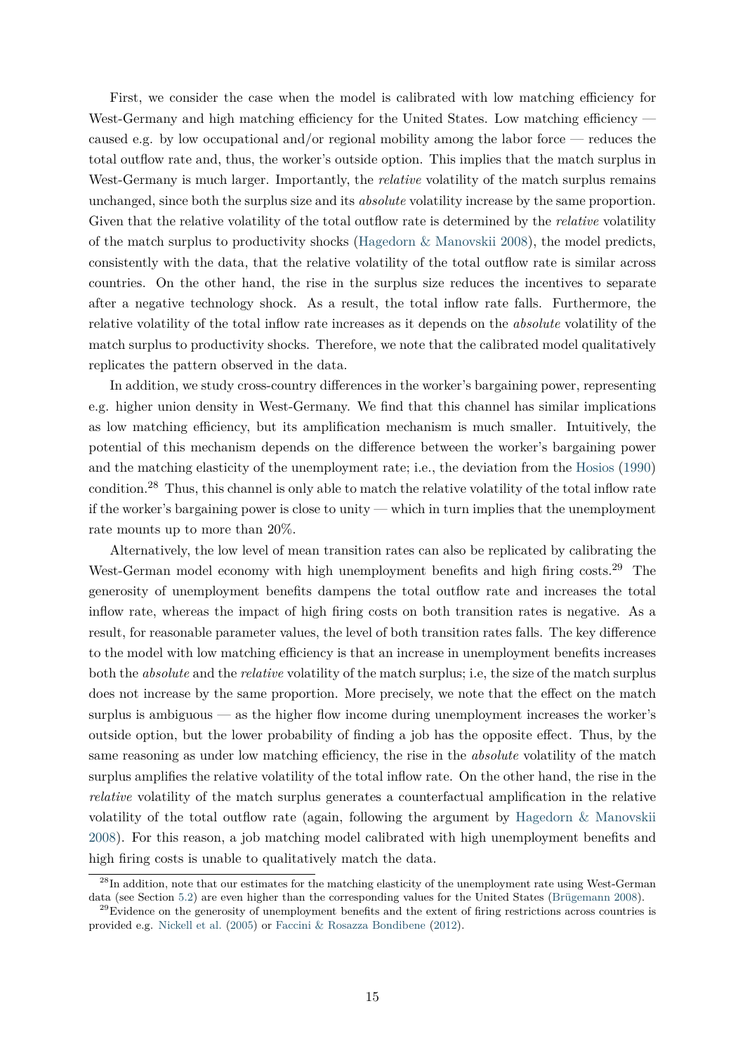First, we consider the case when the model is calibrated with low matching efficiency for West-Germany and high matching efficiency for the United States. Low matching efficiency — caused e.g. by low occupational and/or regional mobility among the labor force — reduces the total outflow rate and, thus, the worker's outside option. This implies that the match surplus in West-Germany is much larger. Importantly, the *relative* volatility of the match surplus remains unchanged, since both the surplus size and its *absolute* volatility increase by the same proportion. Given that the relative volatility of the total outflow rate is determined by the *relative* volatility of the match surplus to productivity shocks (Hagedorn & Manovskii 2008), the model predicts, consistently with the data, that the relative volatility of the total outflow rate is similar across countries. On the other hand, the rise in the surplus size reduces the incentives to separate after a negative technology shock. As a result, the total inflow rate falls. Furthermore, the relative volatility of the total inflow rate increases as it depends on the *absolute* volatility of the match surplus to productivity shocks. Therefore, we note that the calibrated model qualitatively replicates the pattern observed in the data.

In addition, we study cross-country differences in the worker's bargaining power, representing e.g. higher union density in West-Germany. We find that this channel has similar implications as low matching efficiency, but its amplification mechanism is much smaller. Intuitively, the potential of this mechanism depends on the difference between the worker's bargaining power and the matching elasticity of the unemployment rate; i.e., the deviation from the Hosios (1990) condition.[28] Thus, this channel is only able to match the relative volatility of the total inflow rate if the worker's bargaining power is close to unity — which in turn implies that the unemployment rate mounts up to more than 20%.

Alternatively, the low level of mean transition rates can also be replicated by calibrating the West-German model economy with high unemployment benefits and high firing costs.[29] The generosity of unemployment benefits dampens the total outflow rate and increases the total inflow rate, whereas the impact of high firing costs on both transition rates is negative. As a result, for reasonable parameter values, the level of both transition rates falls. The key difference to the model with low matching efficiency is that an increase in unemployment benefits increases both the *absolute* and the *relative* volatility of the match surplus; i.e, the size of the match surplus does not increase by the same proportion. More precisely, we note that the effect on the match surplus is ambiguous — as the higher flow income during unemployment increases the worker's outside option, but the lower probability of finding a job has the opposite effect. Thus, by the same reasoning as under low matching efficiency, the rise in the *absolute* volatility of the match surplus amplifies the relative volatility of the total inflow rate. On the other hand, the rise in the *relative* volatility of the match surplus generates a counterfactual amplification in the relative volatility of the total outflow rate (again, following the argument by Hagedorn & Manovskii 2008). For this reason, a job matching model calibrated with high unemployment benefits and high firing costs is unable to qualitatively match the data.

[28] In addition, note that our estimates for the matching elasticity of the unemployment rate using West-German data (see Section 5.2) are even higher than the corresponding values for the United States (Brügemann 2008).

[29] Evidence on the generosity of unemployment benefits and the extent of firing restrictions across countries is provided e.g. Nickell et al. (2005) or Faccini & Rosazza Bondibene (2012).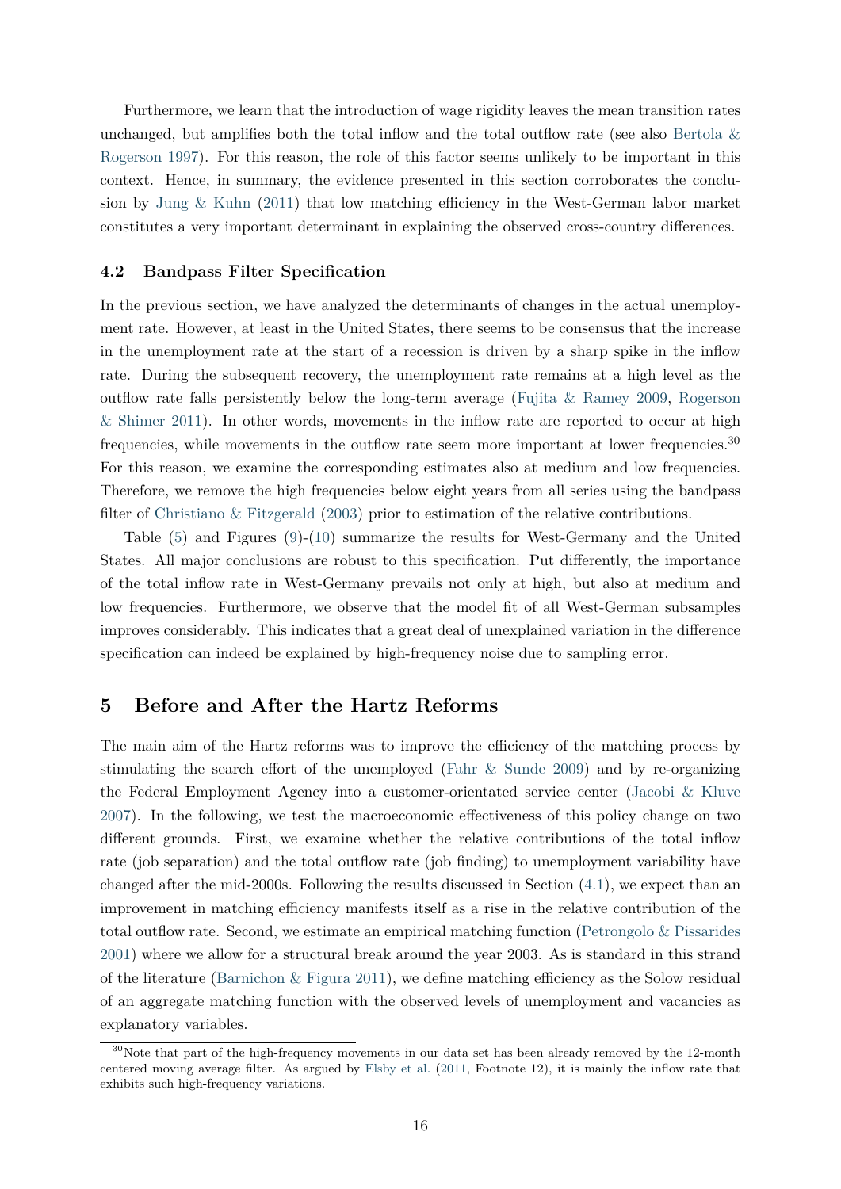Furthermore, we learn that the introduction of wage rigidity leaves the mean transition rates unchanged, but amplifies both the total inflow and the total outflow rate (see also Bertola & Rogerson 1997). For this reason, the role of this factor seems unlikely to be important in this context. Hence, in summary, the evidence presented in this section corroborates the conclusion by Jung & Kuhn (2011) that low matching efficiency in the West-German labor market constitutes a very important determinant in explaining the observed cross-country differences.

### 4.2 Bandpass Filter Specification

In the previous section, we have analyzed the determinants of changes in the actual unemployment rate. However, at least in the United States, there seems to be consensus that the increase in the unemployment rate at the start of a recession is driven by a sharp spike in the inflow rate. During the subsequent recovery, the unemployment rate remains at a high level as the outflow rate falls persistently below the long-term average (Fujita & Ramey 2009, Rogerson & Shimer 2011). In other words, movements in the inflow rate are reported to occur at high frequencies, while movements in the outflow rate seem more important at lower frequencies.[30] For this reason, we examine the corresponding estimates also at medium and low frequencies. Therefore, we remove the high frequencies below eight years from all series using the bandpass filter of Christiano & Fitzgerald (2003) prior to estimation of the relative contributions.

Table (5) and Figures (9)-(10) summarize the results for West-Germany and the United States. All major conclusions are robust to this specification. Put differently, the importance of the total inflow rate in West-Germany prevails not only at high, but also at medium and low frequencies. Furthermore, we observe that the model fit of all West-German subsamples improves considerably. This indicates that a great deal of unexplained variation in the difference specification can indeed be explained by high-frequency noise due to sampling error.

## 5 Before and After the Hartz Reforms

The main aim of the Hartz reforms was to improve the efficiency of the matching process by stimulating the search effort of the unemployed (Fahr & Sunde 2009) and by re-organizing the Federal Employment Agency into a customer-orientated service center (Jacobi & Kluve 2007). In the following, we test the macroeconomic effectiveness of this policy change on two different grounds. First, we examine whether the relative contributions of the total inflow rate (job separation) and the total outflow rate (job finding) to unemployment variability have changed after the mid-2000s. Following the results discussed in Section (4.1), we expect than an improvement in matching efficiency manifests itself as a rise in the relative contribution of the total outflow rate. Second, we estimate an empirical matching function (Petrongolo & Pissarides 2001) where we allow for a structural break around the year 2003. As is standard in this strand of the literature (Barnichon & Figura 2011), we define matching efficiency as the Solow residual of an aggregate matching function with the observed levels of unemployment and vacancies as explanatory variables.

[30] Note that part of the high-frequency movements in our data set has been already removed by the 12-month centered moving average filter. As argued by Elsby et al. (2011, Footnote 12), it is mainly the inflow rate that exhibits such high-frequency variations.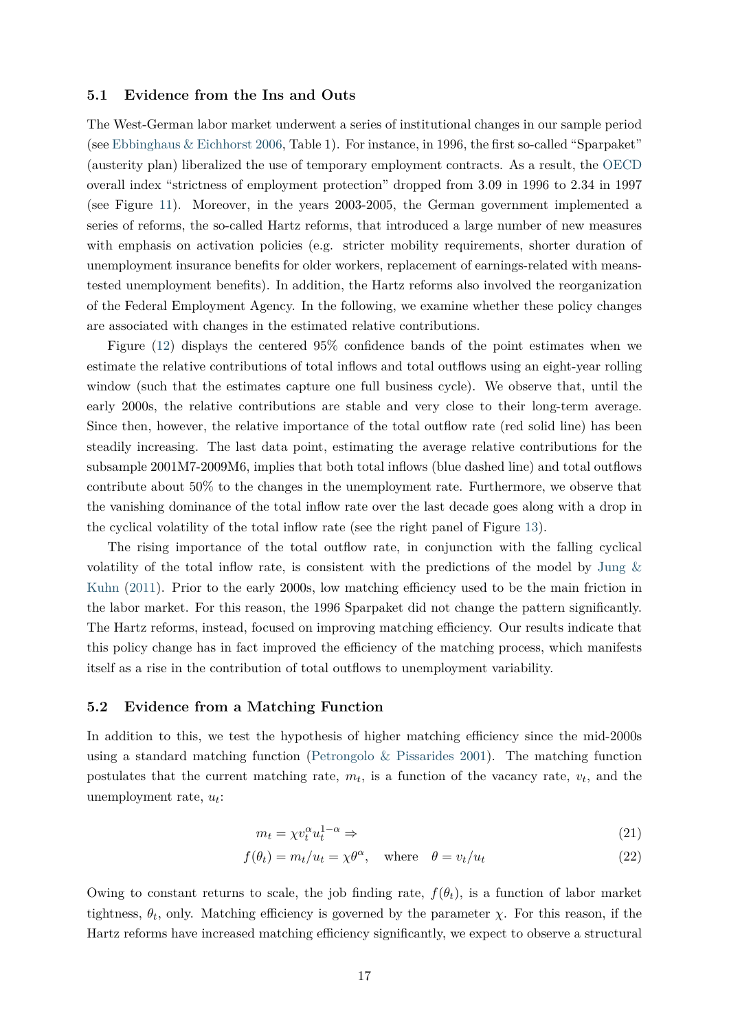### 5.1 Evidence from the Ins and Outs

The West-German labor market underwent a series of institutional changes in our sample period (see Ebbinghaus & Eichhorst 2006, Table 1). For instance, in 1996, the first so-called "Sparpaket" (austerity plan) liberalized the use of temporary employment contracts. As a result, the OECD overall index "strictness of employment protection" dropped from 3.09 in 1996 to 2.34 in 1997 (see Figure 11). Moreover, in the years 2003-2005, the German government implemented a series of reforms, the so-called Hartz reforms, that introduced a large number of new measures with emphasis on activation policies (e.g. stricter mobility requirements, shorter duration of unemployment insurance benefits for older workers, replacement of earnings-related with means-tested unemployment benefits). In addition, the Hartz reforms also involved the reorganization of the Federal Employment Agency. In the following, we examine whether these policy changes are associated with changes in the estimated relative contributions.

Figure (12) displays the centered 95% confidence bands of the point estimates when we estimate the relative contributions of total inflows and total outflows using an eight-year rolling window (such that the estimates capture one full business cycle). We observe that, until the early 2000s, the relative contributions are stable and very close to their long-term average. Since then, however, the relative importance of the total outflow rate (red solid line) has been steadily increasing. The last data point, estimating the average relative contributions for the subsample 2001M7-2009M6, implies that both total inflows (blue dashed line) and total outflows contribute about 50% to the changes in the unemployment rate. Furthermore, we observe that the vanishing dominance of the total inflow rate over the last decade goes along with a drop in the cyclical volatility of the total inflow rate (see the right panel of Figure 13).

The rising importance of the total outflow rate, in conjunction with the falling cyclical volatility of the total inflow rate, is consistent with the predictions of the model by Jung & Kuhn (2011). Prior to the early 2000s, low matching efficiency used to be the main friction in the labor market. For this reason, the 1996 Sparpaket did not change the pattern significantly. The Hartz reforms, instead, focused on improving matching efficiency. Our results indicate that this policy change has in fact improved the efficiency of the matching process, which manifests itself as a rise in the contribution of total outflows to unemployment variability.

### 5.2 Evidence from a Matching Function

In addition to this, we test the hypothesis of higher matching efficiency since the mid-2000s using a standard matching function (Petrongolo & Pissarides 2001). The matching function postulates that the current matching rate, $m_t$, is a function of the vacancy rate, $v_t$, and the unemployment rate, $u_t$:

$$m_t = \chi v_t^{\alpha} u_t^{1-\alpha} \Rightarrow \tag{21}$$

$$f(\theta_t) = m_t/u_t = \chi\theta^{\alpha}, \quad \text{where} \quad \theta = v_t/u_t \tag{22}$$

Owing to constant returns to scale, the job finding rate, $f(\theta_t)$, is a function of labor market tightness, $\theta_t$, only. Matching efficiency is governed by the parameter $\chi$. For this reason, if the Hartz reforms have increased matching efficiency significantly, we expect to observe a structural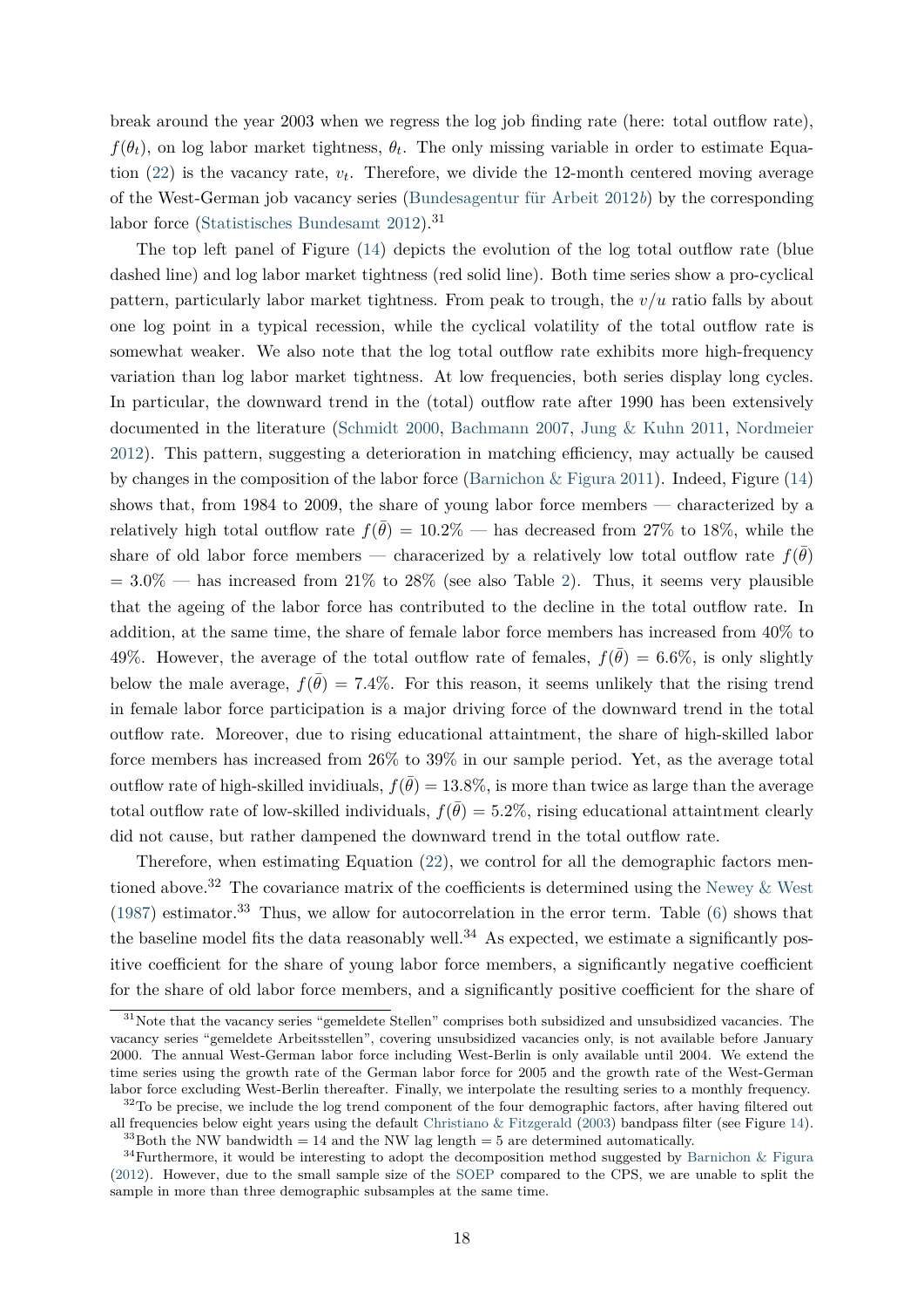break around the year 2003 when we regress the log job finding rate (here: total outflow rate), $f(\theta_t)$, on log labor market tightness, $\theta_t$. The only missing variable in order to estimate Equation (22) is the vacancy rate, $v_t$. Therefore, we divide the 12-month centered moving average of the West-German job vacancy series (Bundesagentur für Arbeit 2012*b*) by the corresponding labor force (Statistisches Bundesamt 2012).[31]

The top left panel of Figure (14) depicts the evolution of the log total outflow rate (blue dashed line) and log labor market tightness (red solid line). Both time series show a pro-cyclical pattern, particularly labor market tightness. From peak to trough, the $v/u$ ratio falls by about one log point in a typical recession, while the cyclical volatility of the total outflow rate is somewhat weaker. We also note that the log total outflow rate exhibits more high-frequency variation than log labor market tightness. At low frequencies, both series display long cycles. In particular, the downward trend in the (total) outflow rate after 1990 has been extensively documented in the literature (Schmidt 2000, Bachmann 2007, Jung & Kuhn 2011, Nordmeier 2012). This pattern, suggesting a deterioration in matching efficiency, may actually be caused by changes in the composition of the labor force (Barnichon & Figura 2011). Indeed, Figure (14) shows that, from 1984 to 2009, the share of young labor force members — characterized by a relatively high total outflow rate $f(\bar{\theta}) = 10.2\%$ — has decreased from 27% to 18%, while the share of old labor force members — characerized by a relatively low total outflow rate $f(\bar{\theta}) = 3.0\%$ — has increased from 21% to 28% (see also Table 2). Thus, it seems very plausible that the ageing of the labor force has contributed to the decline in the total outflow rate. In addition, at the same time, the share of female labor force members has increased from 40% to 49%. However, the average of the total outflow rate of females, $f(\bar{\theta}) = 6.6\%$, is only slightly below the male average, $f(\bar{\theta}) = 7.4\%$. For this reason, it seems unlikely that the rising trend in female labor force participation is a major driving force of the downward trend in the total outflow rate. Moreover, due to rising educational attaintment, the share of high-skilled labor force members has increased from 26% to 39% in our sample period. Yet, as the average total outflow rate of high-skilled invidiuals, $f(\bar{\theta}) = 13.8\%$, is more than twice as large than the average total outflow rate of low-skilled individuals, $f(\bar{\theta}) = 5.2\%$, rising educational attaintment clearly did not cause, but rather dampened the downward trend in the total outflow rate.

Therefore, when estimating Equation (22), we control for all the demographic factors mentioned above.[32] The covariance matrix of the coefficients is determined using the Newey & West (1987) estimator.[33] Thus, we allow for autocorrelation in the error term. Table (6) shows that the baseline model fits the data reasonably well.[34] As expected, we estimate a significantly positive coefficient for the share of young labor force members, a significantly negative coefficient for the share of old labor force members, and a significantly positive coefficient for the share of

[31] Note that the vacancy series "gemeldete Stellen" comprises both subsidized and unsubsidized vacancies. The vacancy series "gemeldete Arbeitsstellen", covering unsubsidized vacancies only, is not available before January 2000. The annual West-German labor force including West-Berlin is only available until 2004. We extend the time series using the growth rate of the German labor force for 2005 and the growth rate of the West-German labor force excluding West-Berlin thereafter. Finally, we interpolate the resulting series to a monthly frequency.

[32] To be precise, we include the log trend component of the four demographic factors, after having filtered out all frequencies below eight years using the default Christiano & Fitzgerald (2003) bandpass filter (see Figure 14).

[33] Both the NW bandwidth = 14 and the NW lag length = 5 are determined automatically.

[34] Furthermore, it would be interesting to adopt the decomposition method suggested by Barnichon & Figura (2012). However, due to the small sample size of the SOEP compared to the CPS, we are unable to split the sample in more than three demographic subsamples at the same time.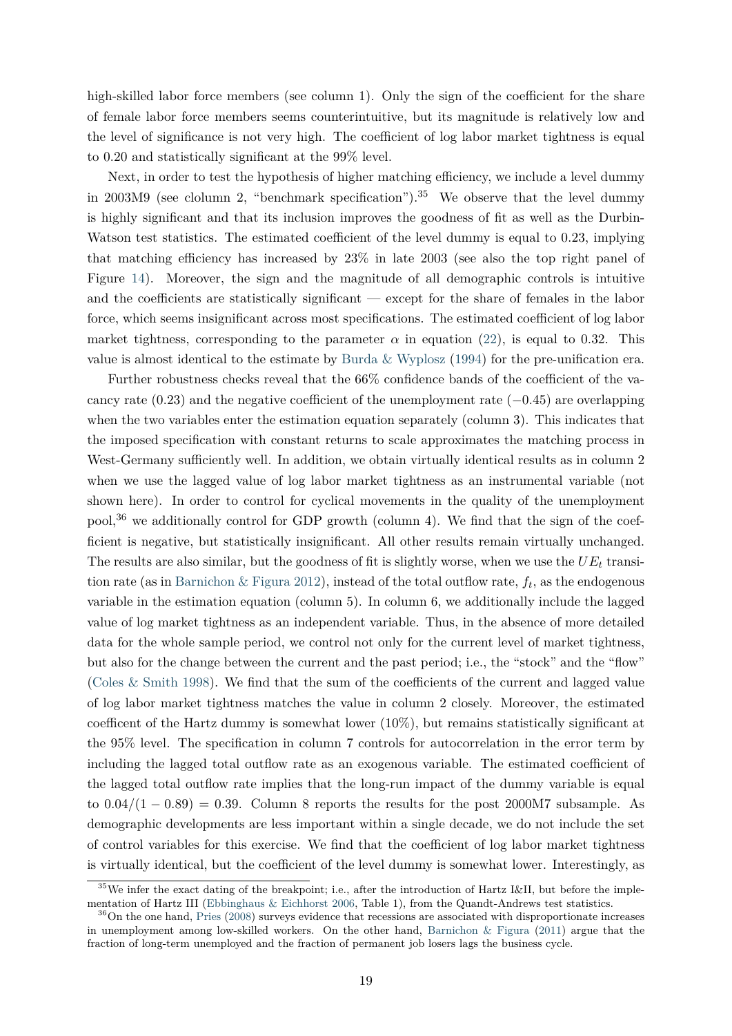high-skilled labor force members (see column 1). Only the sign of the coefficient for the share of female labor force members seems counterintuitive, but its magnitude is relatively low and the level of significance is not very high. The coefficient of log labor market tightness is equal to 0.20 and statistically significant at the 99% level.

Next, in order to test the hypothesis of higher matching efficiency, we include a level dummy in 2003M9 (see clolumn 2, "benchmark specification").[35] We observe that the level dummy is highly significant and that its inclusion improves the goodness of fit as well as the Durbin-Watson test statistics. The estimated coefficient of the level dummy is equal to 0.23, implying that matching efficiency has increased by 23% in late 2003 (see also the top right panel of Figure 14). Moreover, the sign and the magnitude of all demographic controls is intuitive and the coefficients are statistically significant — except for the share of females in the labor force, which seems insignificant across most specifications. The estimated coefficient of log labor market tightness, corresponding to the parameter $\alpha$ in equation (22), is equal to 0.32. This value is almost identical to the estimate by Burda & Wyplosz (1994) for the pre-unification era.

Further robustness checks reveal that the 66% confidence bands of the coefficient of the vacancy rate (0.23) and the negative coefficient of the unemployment rate ($-0.45$) are overlapping when the two variables enter the estimation equation separately (column 3). This indicates that the imposed specification with constant returns to scale approximates the matching process in West-Germany sufficiently well. In addition, we obtain virtually identical results as in column 2 when we use the lagged value of log labor market tightness as an instrumental variable (not shown here). In order to control for cyclical movements in the quality of the unemployment pool,[36] we additionally control for GDP growth (column 4). We find that the sign of the coefficient is negative, but statistically insignificant. All other results remain virtually unchanged. The results are also similar, but the goodness of fit is slightly worse, when we use the $UE_t$ transition rate (as in Barnichon & Figura 2012), instead of the total outflow rate, $f_t$, as the endogenous variable in the estimation equation (column 5). In column 6, we additionally include the lagged value of log market tightness as an independent variable. Thus, in the absence of more detailed data for the whole sample period, we control not only for the current level of market tightness, but also for the change between the current and the past period; i.e., the "stock" and the "flow" (Coles & Smith 1998). We find that the sum of the coefficients of the current and lagged value of log labor market tightness matches the value in column 2 closely. Moreover, the estimated coefficent of the Hartz dummy is somewhat lower (10%), but remains statistically significant at the 95% level. The specification in column 7 controls for autocorrelation in the error term by including the lagged total outflow rate as an exogenous variable. The estimated coefficient of the lagged total outflow rate implies that the long-run impact of the dummy variable is equal to $0.04/(1-0.89) = 0.39$. Column 8 reports the results for the post 2000M7 subsample. As demographic developments are less important within a single decade, we do not include the set of control variables for this exercise. We find that the coefficient of log labor market tightness is virtually identical, but the coefficient of the level dummy is somewhat lower. Interestingly, as

[35] We infer the exact dating of the breakpoint; i.e., after the introduction of Hartz I&II, but before the implementation of Hartz III (Ebbinghaus & Eichhorst 2006, Table 1), from the Quandt-Andrews test statistics.

[36] On the one hand, Pries (2008) surveys evidence that recessions are associated with disproportionate increases in unemployment among low-skilled workers. On the other hand, Barnichon & Figura (2011) argue that the fraction of long-term unemployed and the fraction of permanent job losers lags the business cycle.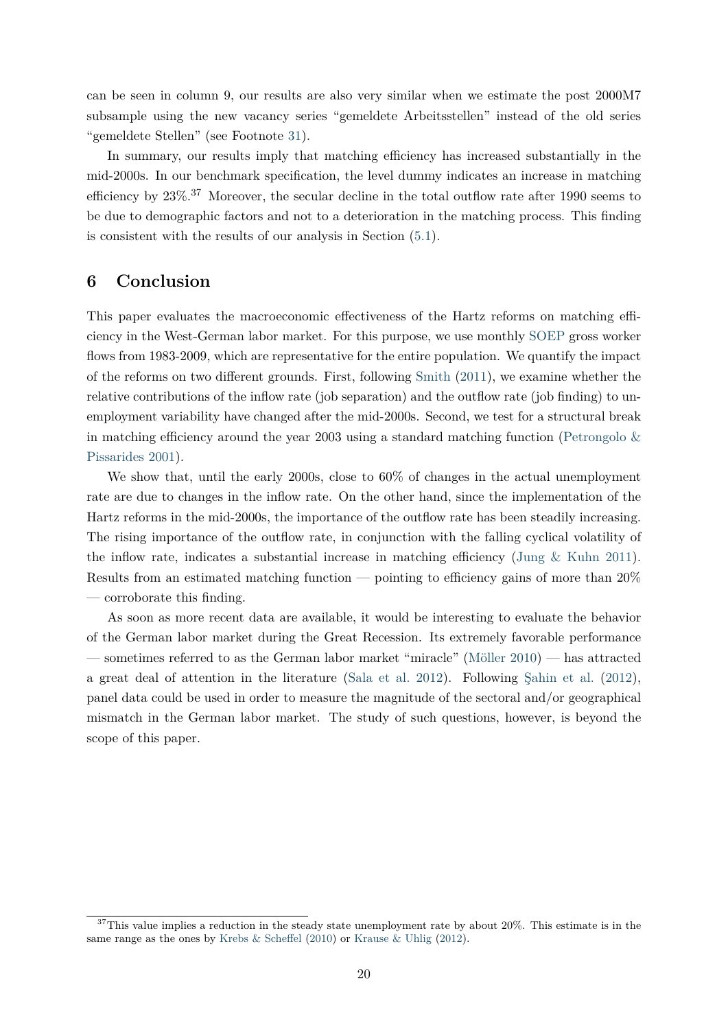can be seen in column 9, our results are also very similar when we estimate the post 2000M7 subsample using the new vacancy series "gemeldete Arbeitsstellen" instead of the old series "gemeldete Stellen" (see Footnote 31).

In summary, our results imply that matching efficiency has increased substantially in the mid-2000s. In our benchmark specification, the level dummy indicates an increase in matching efficiency by 23%.[37] Moreover, the secular decline in the total outflow rate after 1990 seems to be due to demographic factors and not to a deterioration in the matching process. This finding is consistent with the results of our analysis in Section (5.1).

## 6 Conclusion

This paper evaluates the macroeconomic effectiveness of the Hartz reforms on matching efficiency in the West-German labor market. For this purpose, we use monthly SOEP gross worker flows from 1983-2009, which are representative for the entire population. We quantify the impact of the reforms on two different grounds. First, following Smith (2011), we examine whether the relative contributions of the inflow rate (job separation) and the outflow rate (job finding) to unemployment variability have changed after the mid-2000s. Second, we test for a structural break in matching efficiency around the year 2003 using a standard matching function (Petrongolo & Pissarides 2001).

We show that, until the early 2000s, close to 60% of changes in the actual unemployment rate are due to changes in the inflow rate. On the other hand, since the implementation of the Hartz reforms in the mid-2000s, the importance of the outflow rate has been steadily increasing. The rising importance of the outflow rate, in conjunction with the falling cyclical volatility of the inflow rate, indicates a substantial increase in matching efficiency (Jung & Kuhn 2011). Results from an estimated matching function — pointing to efficiency gains of more than 20% — corroborate this finding.

As soon as more recent data are available, it would be interesting to evaluate the behavior of the German labor market during the Great Recession. Its extremely favorable performance — sometimes referred to as the German labor market "miracle" (Möller 2010) — has attracted a great deal of attention in the literature (Sala et al. 2012). Following Şahin et al. (2012), panel data could be used in order to measure the magnitude of the sectoral and/or geographical mismatch in the German labor market. The study of such questions, however, is beyond the scope of this paper.

---

[37] This value implies a reduction in the steady state unemployment rate by about 20%. This estimate is in the same range as the ones by Krebs & Scheffel (2010) or Krause & Uhlig (2012).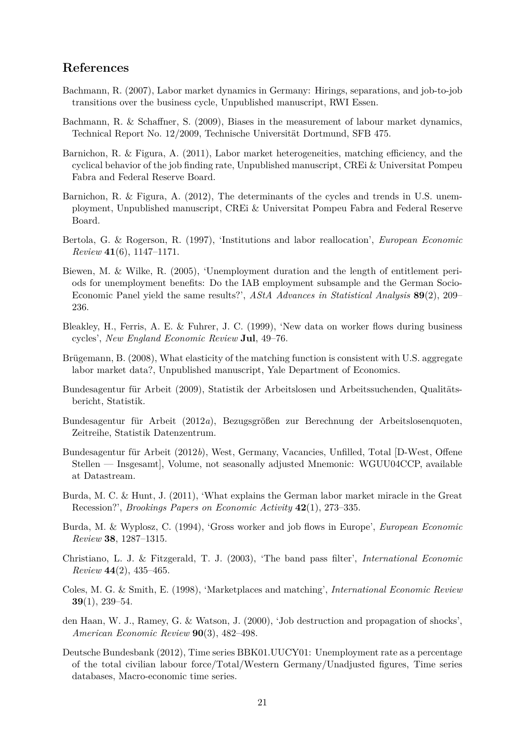## References

Bachmann, R. (2007), Labor market dynamics in Germany: Hirings, separations, and job-to-job transitions over the business cycle, Unpublished manuscript, RWI Essen.

Bachmann, R. & Schaffner, S. (2009), Biases in the measurement of labour market dynamics, Technical Report No. 12/2009, Technische Universität Dortmund, SFB 475.

Barnichon, R. & Figura, A. (2011), Labor market heterogeneities, matching efficiency, and the cyclical behavior of the job finding rate, Unpublished manuscript, CREi & Universitat Pompeu Fabra and Federal Reserve Board.

Barnichon, R. & Figura, A. (2012), The determinants of the cycles and trends in U.S. unemployment, Unpublished manuscript, CREi & Universitat Pompeu Fabra and Federal Reserve Board.

Bertola, G. & Rogerson, R. (1997), 'Institutions and labor reallocation', *European Economic Review* **41**(6), 1147–1171.

Biewen, M. & Wilke, R. (2005), 'Unemployment duration and the length of entitlement periods for unemployment benefits: Do the IAB employment subsample and the German Socio-Economic Panel yield the same results?', *AStA Advances in Statistical Analysis* **89**(2), 209–236.

Bleakley, H., Ferris, A. E. & Fuhrer, J. C. (1999), 'New data on worker flows during business cycles', *New England Economic Review* **Jul**, 49–76.

Brügemann, B. (2008), What elasticity of the matching function is consistent with U.S. aggregate labor market data?, Unpublished manuscript, Yale Department of Economics.

Bundesagentur für Arbeit (2009), Statistik der Arbeitslosen und Arbeitssuchenden, Qualitätsbericht, Statistik.

Bundesagentur für Arbeit (2012*a*), Bezugsgrößen zur Berechnung der Arbeitslosenquoten, Zeitreihe, Statistik Datenzentrum.

Bundesagentur für Arbeit (2012*b*), West, Germany, Vacancies, Unfilled, Total [D-West, Offene Stellen — Insgesamt], Volume, not seasonally adjusted Mnemonic: WGUU04CCP, available at Datastream.

Burda, M. C. & Hunt, J. (2011), 'What explains the German labor market miracle in the Great Recession?', *Brookings Papers on Economic Activity* **42**(1), 273–335.

Burda, M. & Wyplosz, C. (1994), 'Gross worker and job flows in Europe', *European Economic Review* **38**, 1287–1315.

Christiano, L. J. & Fitzgerald, T. J. (2003), 'The band pass filter', *International Economic Review* **44**(2), 435–465.

Coles, M. G. & Smith, E. (1998), 'Marketplaces and matching', *International Economic Review* **39**(1), 239–54.

den Haan, W. J., Ramey, G. & Watson, J. (2000), 'Job destruction and propagation of shocks', *American Economic Review* **90**(3), 482–498.

Deutsche Bundesbank (2012), Time series BBK01.UUCY01: Unemployment rate as a percentage of the total civilian labour force/Total/Western Germany/Unadjusted figures, Time series databases, Macro-economic time series.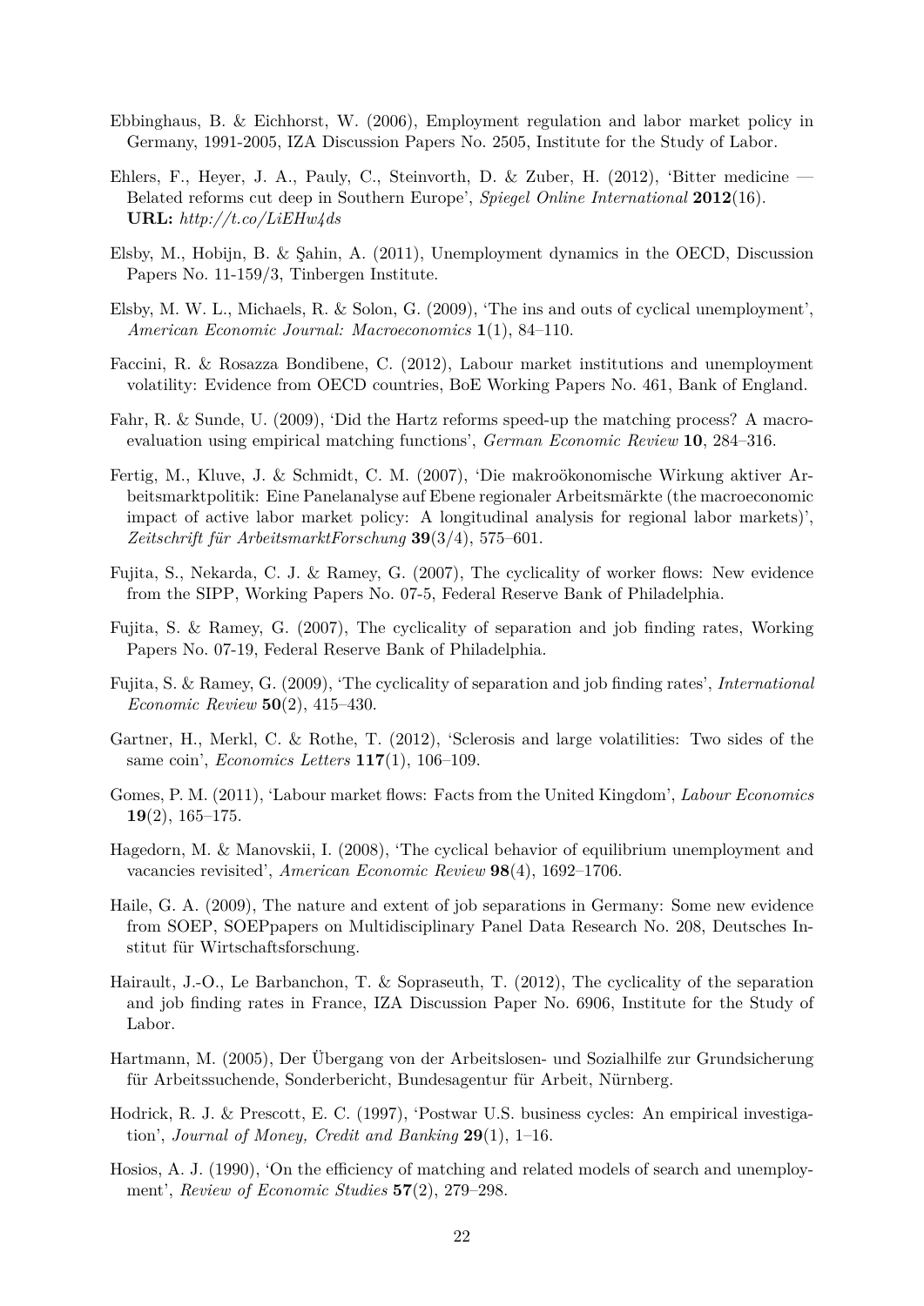Ebbinghaus, B. & Eichhorst, W. (2006), Employment regulation and labor market policy in Germany, 1991-2005, IZA Discussion Papers No. 2505, Institute for the Study of Labor.

Ehlers, F., Heyer, J. A., Pauly, C., Steinvorth, D. & Zuber, H. (2012), 'Bitter medicine — Belated reforms cut deep in Southern Europe', *Spiegel Online International* **2012**(16). **URL:** *http://t.co/LiEHw4ds*

Elsby, M., Hobijn, B. & Şahin, A. (2011), Unemployment dynamics in the OECD, Discussion Papers No. 11-159/3, Tinbergen Institute.

Elsby, M. W. L., Michaels, R. & Solon, G. (2009), 'The ins and outs of cyclical unemployment', *American Economic Journal: Macroeconomics* **1**(1), 84–110.

Faccini, R. & Rosazza Bondibene, C. (2012), Labour market institutions and unemployment volatility: Evidence from OECD countries, BoE Working Papers No. 461, Bank of England.

Fahr, R. & Sunde, U. (2009), 'Did the Hartz reforms speed-up the matching process? A macro-evaluation using empirical matching functions', *German Economic Review* **10**, 284–316.

Fertig, M., Kluve, J. & Schmidt, C. M. (2007), 'Die makroökonomische Wirkung aktiver Arbeitsmarktpolitik: Eine Panelanalyse auf Ebene regionaler Arbeitsmärkte (the macroeconomic impact of active labor market policy: A longitudinal analysis for regional labor markets)', *Zeitschrift für ArbeitsmarktForschung* **39**(3/4), 575–601.

Fujita, S., Nekarda, C. J. & Ramey, G. (2007), The cyclicality of worker flows: New evidence from the SIPP, Working Papers No. 07-5, Federal Reserve Bank of Philadelphia.

Fujita, S. & Ramey, G. (2007), The cyclicality of separation and job finding rates, Working Papers No. 07-19, Federal Reserve Bank of Philadelphia.

Fujita, S. & Ramey, G. (2009), 'The cyclicality of separation and job finding rates', *International Economic Review* **50**(2), 415–430.

Gartner, H., Merkl, C. & Rothe, T. (2012), 'Sclerosis and large volatilities: Two sides of the same coin', *Economics Letters* **117**(1), 106–109.

Gomes, P. M. (2011), 'Labour market flows: Facts from the United Kingdom', *Labour Economics* **19**(2), 165–175.

Hagedorn, M. & Manovskii, I. (2008), 'The cyclical behavior of equilibrium unemployment and vacancies revisited', *American Economic Review* **98**(4), 1692–1706.

Haile, G. A. (2009), The nature and extent of job separations in Germany: Some new evidence from SOEP, SOEPpapers on Multidisciplinary Panel Data Research No. 208, Deutsches Institut für Wirtschaftsforschung.

Hairault, J.-O., Le Barbanchon, T. & Sopraseuth, T. (2012), The cyclicality of the separation and job finding rates in France, IZA Discussion Paper No. 6906, Institute for the Study of Labor.

Hartmann, M. (2005), Der Übergang von der Arbeitslosen- und Sozialhilfe zur Grundsicherung für Arbeitssuchende, Sonderbericht, Bundesagentur für Arbeit, Nürnberg.

Hodrick, R. J. & Prescott, E. C. (1997), 'Postwar U.S. business cycles: An empirical investigation', *Journal of Money, Credit and Banking* **29**(1), 1–16.

Hosios, A. J. (1990), 'On the efficiency of matching and related models of search and unemployment', *Review of Economic Studies* **57**(2), 279–298.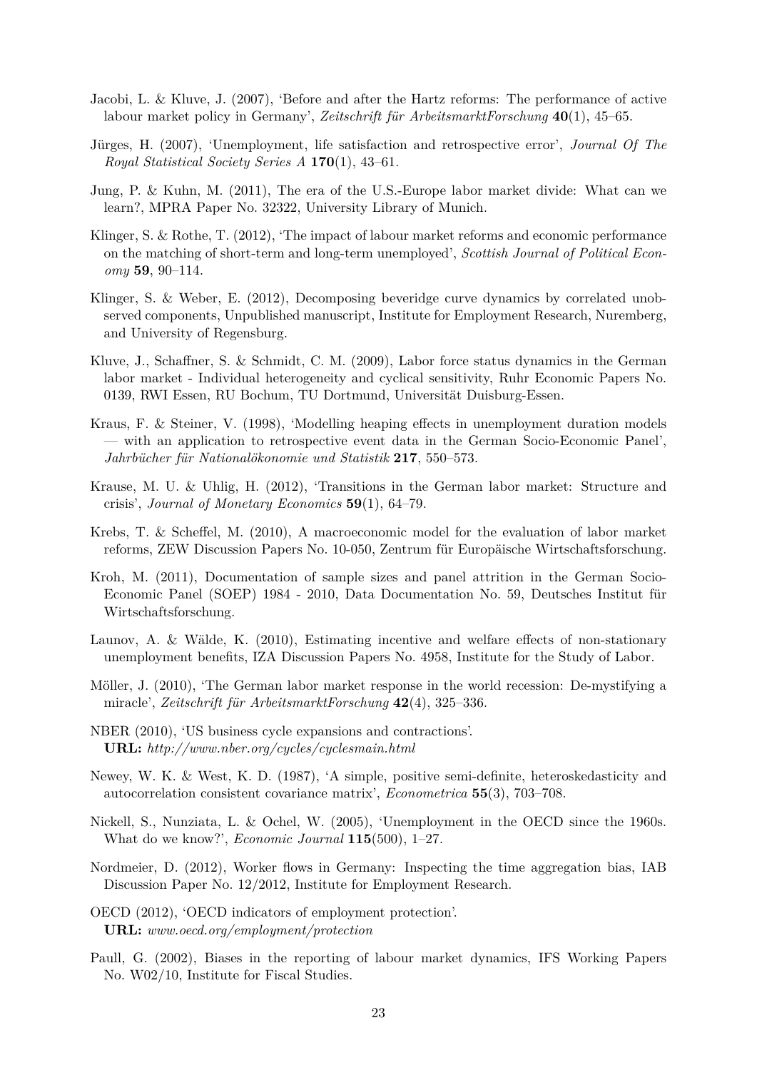Jacobi, L. & Kluve, J. (2007), 'Before and after the Hartz reforms: The performance of active labour market policy in Germany', *Zeitschrift für ArbeitsmarktForschung* **40**(1), 45–65.

Jürges, H. (2007), 'Unemployment, life satisfaction and retrospective error', *Journal Of The Royal Statistical Society Series A* **170**(1), 43–61.

Jung, P. & Kuhn, M. (2011), The era of the U.S.-Europe labor market divide: What can we learn?, MPRA Paper No. 32322, University Library of Munich.

Klinger, S. & Rothe, T. (2012), 'The impact of labour market reforms and economic performance on the matching of short-term and long-term unemployed', *Scottish Journal of Political Economy* **59**, 90–114.

Klinger, S. & Weber, E. (2012), Decomposing beveridge curve dynamics by correlated unobserved components, Unpublished manuscript, Institute for Employment Research, Nuremberg, and University of Regensburg.

Kluve, J., Schaffner, S. & Schmidt, C. M. (2009), Labor force status dynamics in the German labor market - Individual heterogeneity and cyclical sensitivity, Ruhr Economic Papers No. 0139, RWI Essen, RU Bochum, TU Dortmund, Universität Duisburg-Essen.

Kraus, F. & Steiner, V. (1998), 'Modelling heaping effects in unemployment duration models — with an application to retrospective event data in the German Socio-Economic Panel', *Jahrbücher für Nationalökonomie und Statistik* **217**, 550–573.

Krause, M. U. & Uhlig, H. (2012), 'Transitions in the German labor market: Structure and crisis', *Journal of Monetary Economics* **59**(1), 64–79.

Krebs, T. & Scheffel, M. (2010), A macroeconomic model for the evaluation of labor market reforms, ZEW Discussion Papers No. 10-050, Zentrum für Europäische Wirtschaftsforschung.

Kroh, M. (2011), Documentation of sample sizes and panel attrition in the German Socio-Economic Panel (SOEP) 1984 - 2010, Data Documentation No. 59, Deutsches Institut für Wirtschaftsforschung.

Launov, A. & Wälde, K. (2010), Estimating incentive and welfare effects of non-stationary unemployment benefits, IZA Discussion Papers No. 4958, Institute for the Study of Labor.

Möller, J. (2010), 'The German labor market response in the world recession: De-mystifying a miracle', *Zeitschrift für ArbeitsmarktForschung* **42**(4), 325–336.

NBER (2010), 'US business cycle expansions and contractions'.
**URL:** *http://www.nber.org/cycles/cyclesmain.html*

Newey, W. K. & West, K. D. (1987), 'A simple, positive semi-definite, heteroskedasticity and autocorrelation consistent covariance matrix', *Econometrica* **55**(3), 703–708.

Nickell, S., Nunziata, L. & Ochel, W. (2005), 'Unemployment in the OECD since the 1960s. What do we know?', *Economic Journal* **115**(500), 1–27.

Nordmeier, D. (2012), Worker flows in Germany: Inspecting the time aggregation bias, IAB Discussion Paper No. 12/2012, Institute for Employment Research.

OECD (2012), 'OECD indicators of employment protection'.
**URL:** *www.oecd.org/employment/protection*

Paull, G. (2002), Biases in the reporting of labour market dynamics, IFS Working Papers No. W02/10, Institute for Fiscal Studies.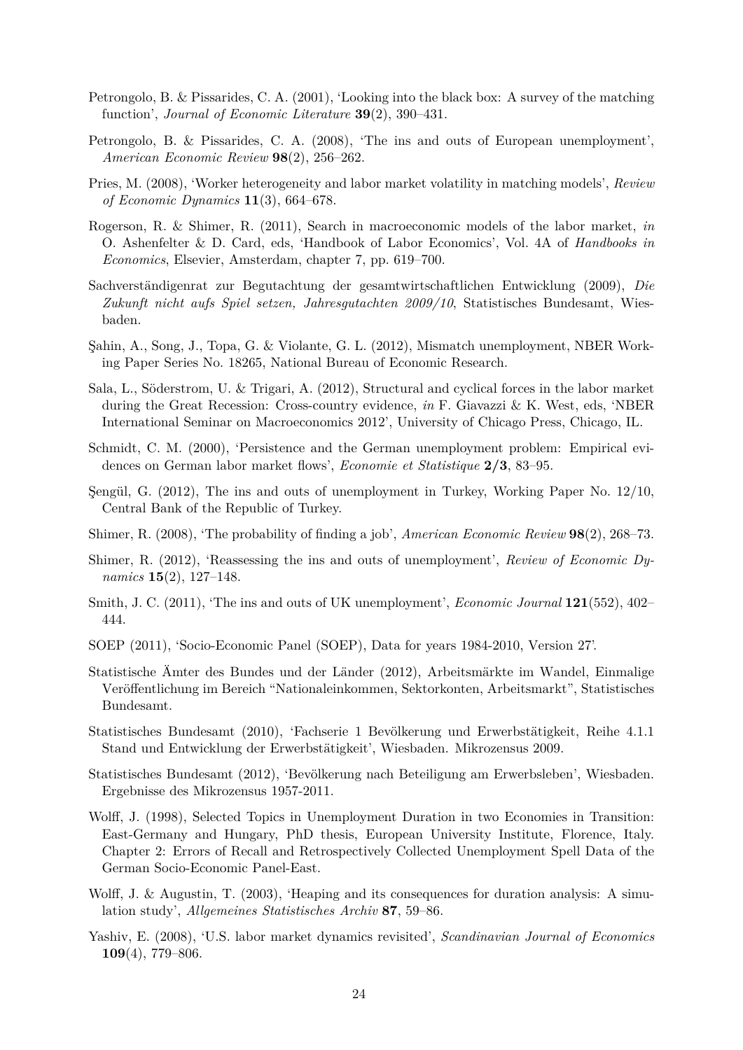Petrongolo, B. & Pissarides, C. A. (2001), 'Looking into the black box: A survey of the matching function', *Journal of Economic Literature* **39**(2), 390–431.

Petrongolo, B. & Pissarides, C. A. (2008), 'The ins and outs of European unemployment', *American Economic Review* **98**(2), 256–262.

Pries, M. (2008), 'Worker heterogeneity and labor market volatility in matching models', *Review of Economic Dynamics* **11**(3), 664–678.

Rogerson, R. & Shimer, R. (2011), Search in macroeconomic models of the labor market, *in* O. Ashenfelter & D. Card, eds, 'Handbook of Labor Economics', Vol. 4A of *Handbooks in Economics*, Elsevier, Amsterdam, chapter 7, pp. 619–700.

Sachverständigenrat zur Begutachtung der gesamtwirtschaftlichen Entwicklung (2009), *Die Zukunft nicht aufs Spiel setzen, Jahresgutachten 2009/10*, Statistisches Bundesamt, Wiesbaden.

Şahin, A., Song, J., Topa, G. & Violante, G. L. (2012), Mismatch unemployment, NBER Working Paper Series No. 18265, National Bureau of Economic Research.

Sala, L., Söderstrom, U. & Trigari, A. (2012), Structural and cyclical forces in the labor market during the Great Recession: Cross-country evidence, *in* F. Giavazzi & K. West, eds, 'NBER International Seminar on Macroeconomics 2012', University of Chicago Press, Chicago, IL.

Schmidt, C. M. (2000), 'Persistence and the German unemployment problem: Empirical evidences on German labor market flows', *Economie et Statistique* **2/3**, 83–95.

Şengül, G. (2012), The ins and outs of unemployment in Turkey, Working Paper No. 12/10, Central Bank of the Republic of Turkey.

Shimer, R. (2008), 'The probability of finding a job', *American Economic Review* **98**(2), 268–73.

Shimer, R. (2012), 'Reassessing the ins and outs of unemployment', *Review of Economic Dynamics* **15**(2), 127–148.

Smith, J. C. (2011), 'The ins and outs of UK unemployment', *Economic Journal* **121**(552), 402–444.

SOEP (2011), 'Socio-Economic Panel (SOEP), Data for years 1984-2010, Version 27'.

Statistische Ämter des Bundes und der Länder (2012), Arbeitsmärkte im Wandel, Einmalige Veröffentlichung im Bereich "Nationaleinkommen, Sektorkonten, Arbeitsmarkt", Statistisches Bundesamt.

Statistisches Bundesamt (2010), 'Fachserie 1 Bevölkerung und Erwerbstätigkeit, Reihe 4.1.1 Stand und Entwicklung der Erwerbstätigkeit', Wiesbaden. Mikrozensus 2009.

Statistisches Bundesamt (2012), 'Bevölkerung nach Beteiligung am Erwerbsleben', Wiesbaden. Ergebnisse des Mikrozensus 1957-2011.

Wolff, J. (1998), Selected Topics in Unemployment Duration in two Economies in Transition: East-Germany and Hungary, PhD thesis, European University Institute, Florence, Italy. Chapter 2: Errors of Recall and Retrospectively Collected Unemployment Spell Data of the German Socio-Economic Panel-East.

Wolff, J. & Augustin, T. (2003), 'Heaping and its consequences for duration analysis: A simulation study', *Allgemeines Statistisches Archiv* **87**, 59–86.

Yashiv, E. (2008), 'U.S. labor market dynamics revisited', *Scandinavian Journal of Economics* **109**(4), 779–806.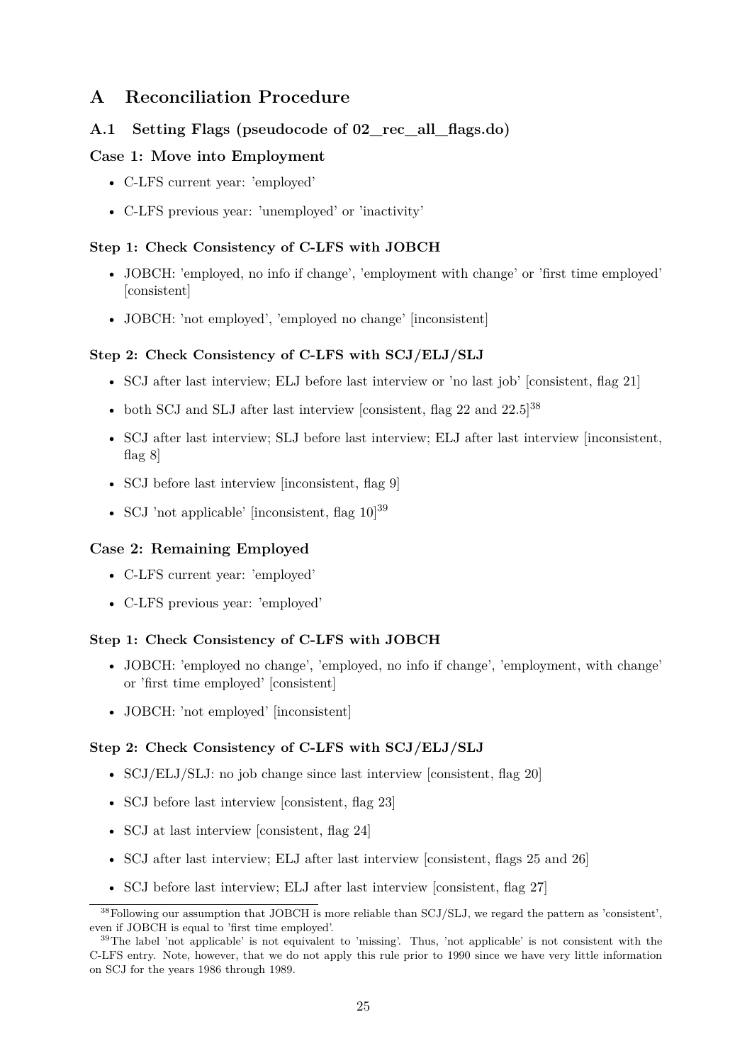# A Reconciliation Procedure

## A.1 Setting Flags (pseudocode of 02_rec_all_flags.do)

### Case 1: Move into Employment

- C-LFS current year: 'employed'
- C-LFS previous year: 'unemployed' or 'inactivity'

#### Step 1: Check Consistency of C-LFS with JOBCH

- JOBCH: 'employed, no info if change', 'employment with change' or 'first time employed' [consistent]
- JOBCH: 'not employed', 'employed no change' [inconsistent]

#### Step 2: Check Consistency of C-LFS with SCJ/ELJ/SLJ

- SCJ after last interview; ELJ before last interview or 'no last job' [consistent, flag 21]
- both SCJ and SLJ after last interview [consistent, flag 22 and 22.5][38]
- SCJ after last interview; SLJ before last interview; ELJ after last interview [inconsistent, flag 8]
- SCJ before last interview [inconsistent, flag 9]
- SCJ 'not applicable' [inconsistent, flag 10][39]

### Case 2: Remaining Employed

- C-LFS current year: 'employed'
- C-LFS previous year: 'employed'

#### Step 1: Check Consistency of C-LFS with JOBCH

- JOBCH: 'employed no change', 'employed, no info if change', 'employment, with change' or 'first time employed' [consistent]
- JOBCH: 'not employed' [inconsistent]

#### Step 2: Check Consistency of C-LFS with SCJ/ELJ/SLJ

- SCJ/ELJ/SLJ: no job change since last interview [consistent, flag 20]
- SCJ before last interview [consistent, flag 23]
- SCJ at last interview [consistent, flag 24]
- SCJ after last interview; ELJ after last interview [consistent, flags 25 and 26]
- SCJ before last interview; ELJ after last interview [consistent, flag 27]

---

[38] Following our assumption that JOBCH is more reliable than SCJ/SLJ, we regard the pattern as 'consistent', even if JOBCH is equal to 'first time employed'.

[39] The label 'not applicable' is not equivalent to 'missing'. Thus, 'not applicable' is not consistent with the C-LFS entry. Note, however, that we do not apply this rule prior to 1990 since we have very little information on SCJ for the years 1986 through 1989.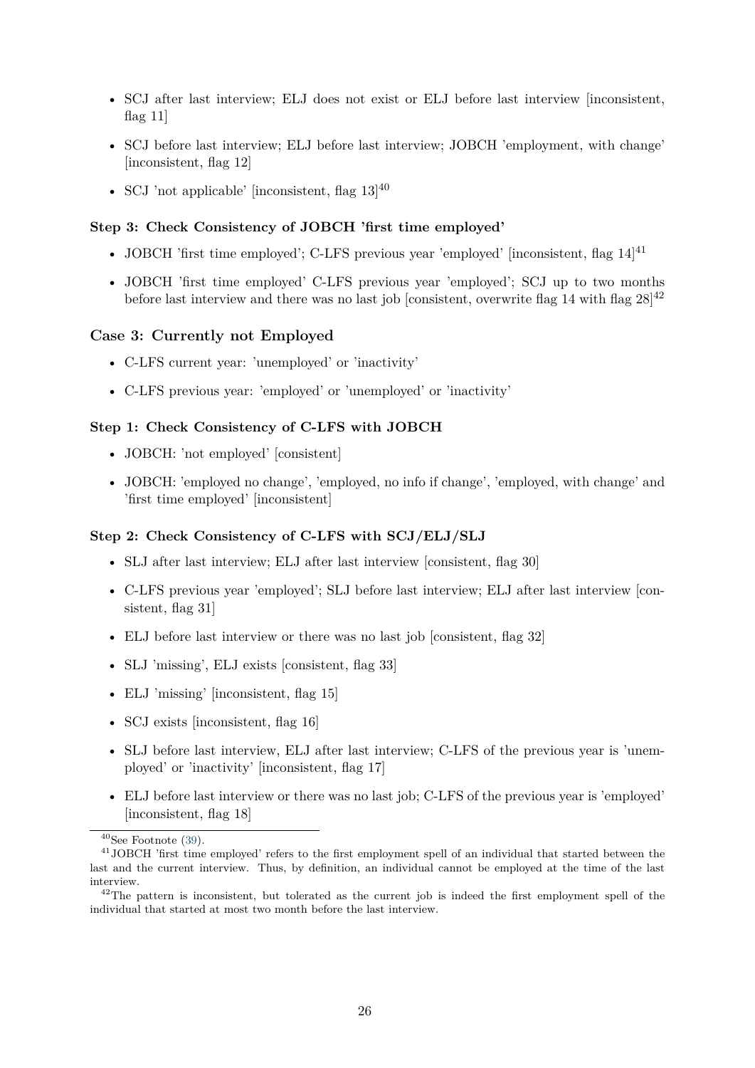- SCJ after last interview; ELJ does not exist or ELJ before last interview [inconsistent, flag 11]
- SCJ before last interview; ELJ before last interview; JOBCH 'employment, with change' [inconsistent, flag 12]
- SCJ 'not applicable' [inconsistent, flag 13][40]

#### Step 3: Check Consistency of JOBCH 'first time employed'

- JOBCH 'first time employed'; C-LFS previous year 'employed' [inconsistent, flag 14][41]
- JOBCH 'first time employed' C-LFS previous year 'employed'; SCJ up to two months before last interview and there was no last job [consistent, overwrite flag 14 with flag 28][42]

### Case 3: Currently not Employed

- C-LFS current year: 'unemployed' or 'inactivity'
- C-LFS previous year: 'employed' or 'unemployed' or 'inactivity'

#### Step 1: Check Consistency of C-LFS with JOBCH

- JOBCH: 'not employed' [consistent]
- JOBCH: 'employed no change', 'employed, no info if change', 'employed, with change' and 'first time employed' [inconsistent]

#### Step 2: Check Consistency of C-LFS with SCJ/ELJ/SLJ

- SLJ after last interview; ELJ after last interview [consistent, flag 30]
- C-LFS previous year 'employed'; SLJ before last interview; ELJ after last interview [consistent, flag 31]
- ELJ before last interview or there was no last job [consistent, flag 32]
- SLJ 'missing', ELJ exists [consistent, flag 33]
- ELJ 'missing' [inconsistent, flag 15]
- SCJ exists [inconsistent, flag 16]
- SLJ before last interview, ELJ after last interview; C-LFS of the previous year is 'unemployed' or 'inactivity' [inconsistent, flag 17]
- ELJ before last interview or there was no last job; C-LFS of the previous year is 'employed' [inconsistent, flag 18]

[40] See Footnote (39).

[41] JOBCH 'first time employed' refers to the first employment spell of an individual that started between the last and the current interview. Thus, by definition, an individual cannot be employed at the time of the last interview.

[42] The pattern is inconsistent, but tolerated as the current job is indeed the first employment spell of the individual that started at most two month before the last interview.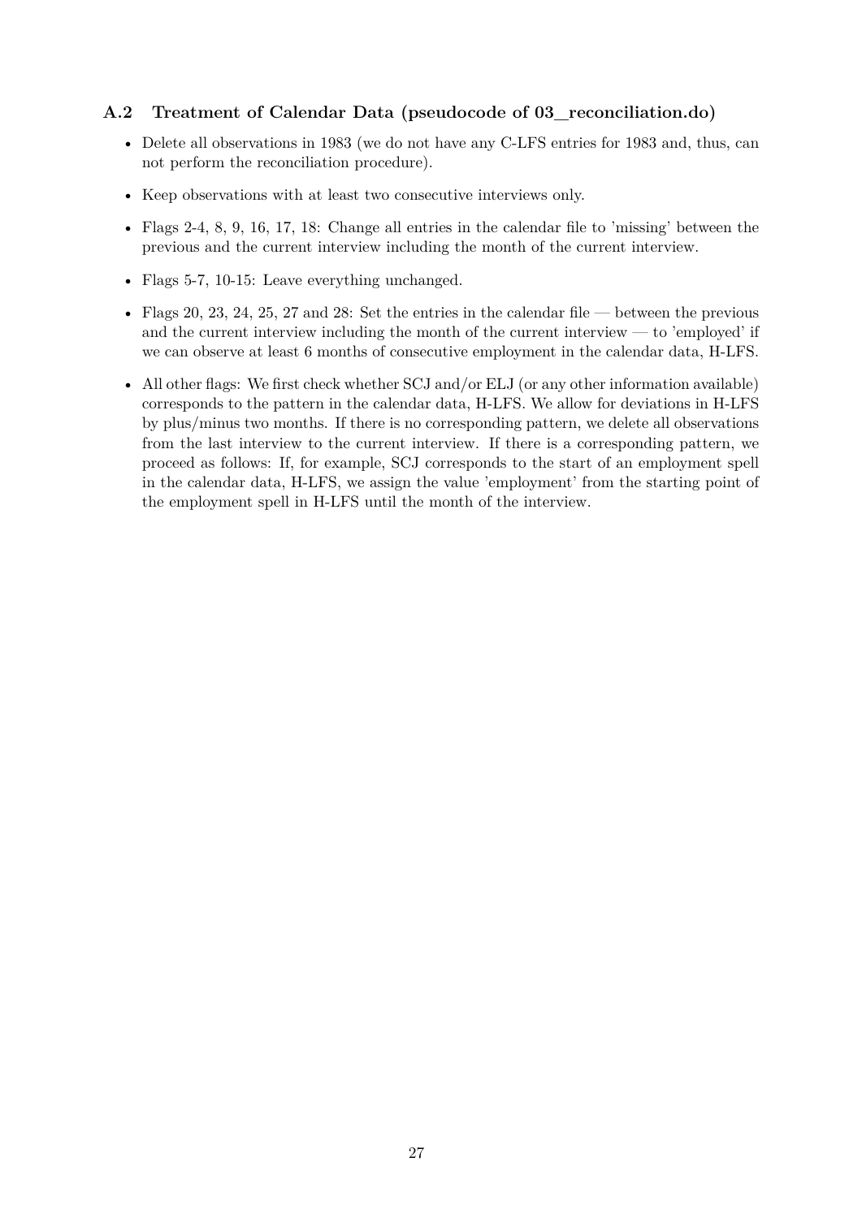### A.2 Treatment of Calendar Data (pseudocode of 03_reconciliation.do)

- Delete all observations in 1983 (we do not have any C-LFS entries for 1983 and, thus, can not perform the reconciliation procedure).
- Keep observations with at least two consecutive interviews only.
- Flags 2-4, 8, 9, 16, 17, 18: Change all entries in the calendar file to 'missing' between the previous and the current interview including the month of the current interview.
- Flags 5-7, 10-15: Leave everything unchanged.
- Flags 20, 23, 24, 25, 27 and 28: Set the entries in the calendar file — between the previous and the current interview including the month of the current interview — to 'employed' if we can observe at least 6 months of consecutive employment in the calendar data, H-LFS.
- All other flags: We first check whether SCJ and/or ELJ (or any other information available) corresponds to the pattern in the calendar data, H-LFS. We allow for deviations in H-LFS by plus/minus two months. If there is no corresponding pattern, we delete all observations from the last interview to the current interview. If there is a corresponding pattern, we proceed as follows: If, for example, SCJ corresponds to the start of an employment spell in the calendar data, H-LFS, we assign the value 'employment' from the starting point of the employment spell in H-LFS until the month of the interview.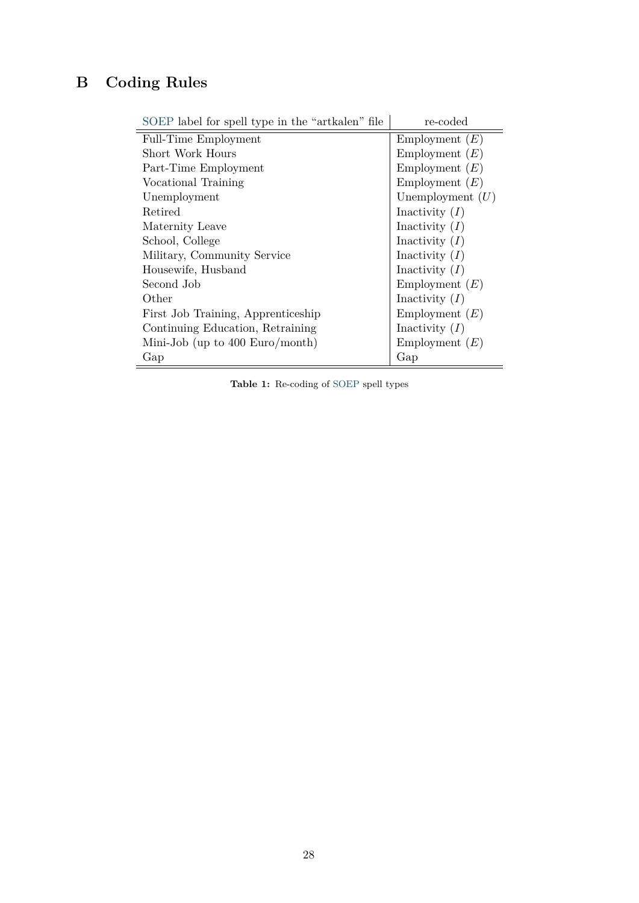# B Coding Rules

| SOEP label for spell type in the "artkalen" file | re-coded |
| --- | --- |
| Full-Time Employment | Employment ($E$) |
| Short Work Hours | Employment ($E$) |
| Part-Time Employment | Employment ($E$) |
| Vocational Training | Employment ($E$) |
| Unemployment | Unemployment ($U$) |
| Retired | Inactivity ($I$) |
| Maternity Leave | Inactivity ($I$) |
| School, College | Inactivity ($I$) |
| Military, Community Service | Inactivity ($I$) |
| Housewife, Husband | Inactivity ($I$) |
| Second Job | Employment ($E$) |
| Other | Inactivity ($I$) |
| First Job Training, Apprenticeship | Employment ($E$) |
| Continuing Education, Retraining | Inactivity ($I$) |
| Mini-Job (up to 400 Euro/month) | Employment ($E$) |
| Gap | Gap |

**Table 1:** Re-coding of SOEP spell types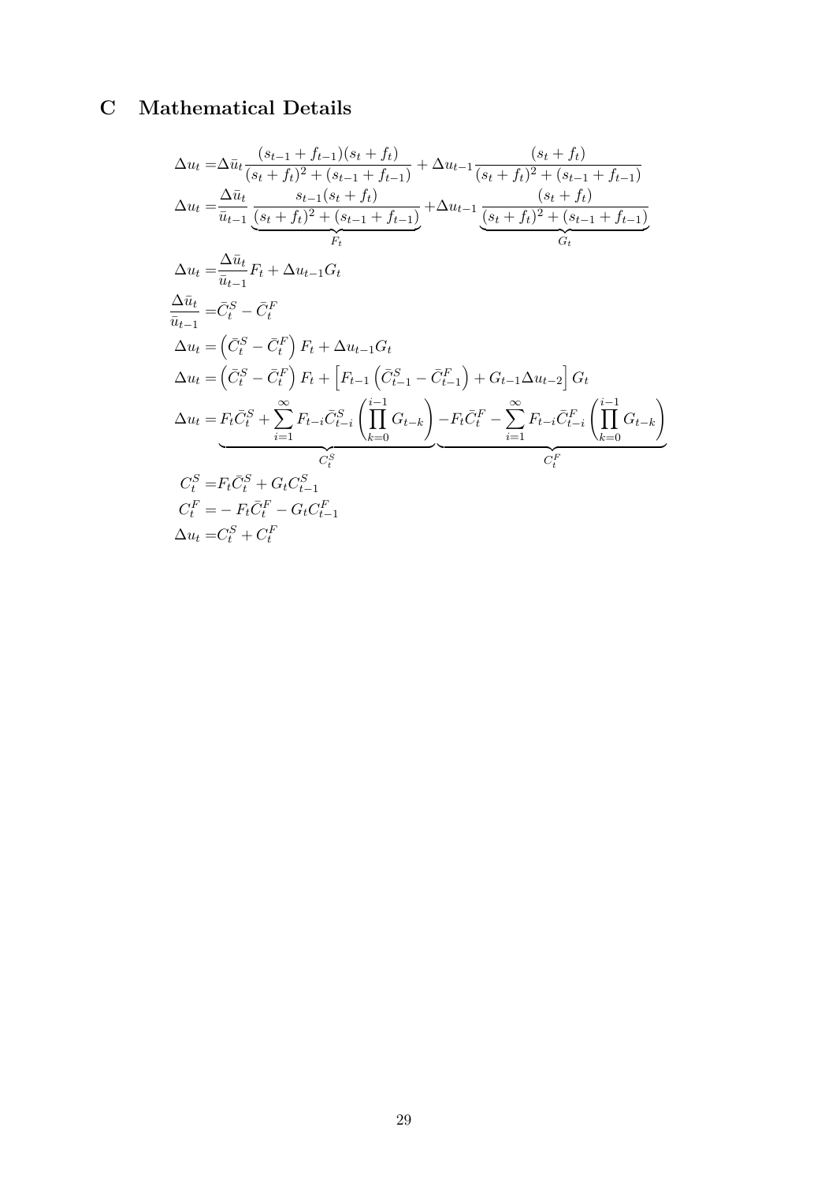# C Mathematical Details

$$
\begin{aligned}
\Delta u_t =& \Delta \bar{u}_t \frac{(s_{t-1}+f_{t-1})(s_t+f_t)}{(s_t+f_t)^2+(s_{t-1}+f_{t-1})} + \Delta u_{t-1} \frac{(s_t+f_t)}{(s_t+f_t)^2+(s_{t-1}+f_{t-1})} \\
\Delta u_t =& \frac{\Delta \bar{u}_t}{\bar{u}_{t-1}} \underbrace{\frac{s_{t-1}(s_t+f_t)}{(s_t+f_t)^2+(s_{t-1}+f_{t-1})}}_{F_t} + \Delta u_{t-1} \underbrace{\frac{(s_t+f_t)}{(s_t+f_t)^2+(s_{t-1}+f_{t-1})}}_{G_t} \\
\Delta u_t =& \frac{\Delta \bar{u}_t}{\bar{u}_{t-1}} F_t + \Delta u_{t-1} G_t \\
\frac{\Delta \bar{u}_t}{\bar{u}_{t-1}} =& \bar{C}_t^S - \bar{C}_t^F \\
\Delta u_t =& \left(\bar{C}_t^S - \bar{C}_t^F\right) F_t + \Delta u_{t-1} G_t \\
\Delta u_t =& \left(\bar{C}_t^S - \bar{C}_t^F\right) F_t + \left[F_{t-1}\left(\bar{C}_{t-1}^S - \bar{C}_{t-1}^F\right) + G_{t-1}\Delta u_{t-2}\right] G_t \\
\Delta u_t =& \underbrace{F_t \bar{C}_t^S + \sum_{i=1}^{\infty} F_{t-i} \bar{C}_{t-i}^S \left(\prod_{k=0}^{i-1} G_{t-k}\right)}_{C_t^S} \underbrace{- F_t \bar{C}_t^F - \sum_{i=1}^{\infty} F_{t-i} \bar{C}_{t-i}^F \left(\prod_{k=0}^{i-1} G_{t-k}\right)}_{C_t^F} \\
C_t^S =& F_t \bar{C}_t^S + G_t C_{t-1}^S \\
C_t^F =& - F_t \bar{C}_t^F - G_t C_{t-1}^F \\
\Delta u_t =& C_t^S + C_t^F
\end{aligned}
$$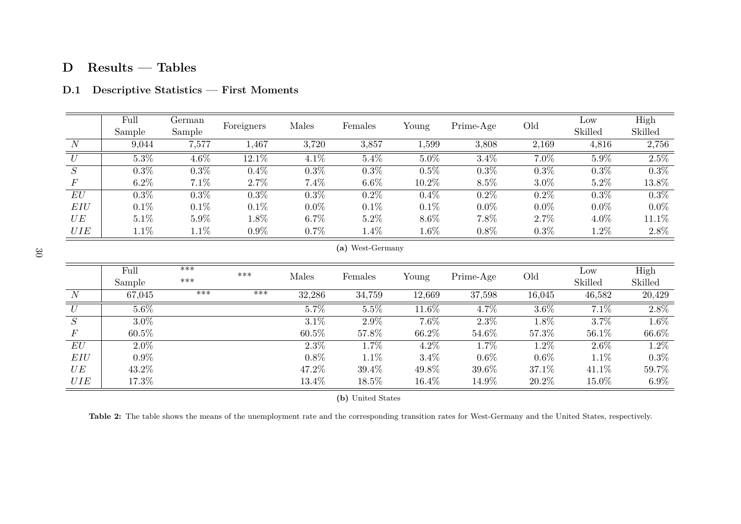# D Results — Tables

## D.1 Descriptive Statistics — First Moments

| | Full Sample | German Sample | Foreigners | Males | Females | Young | Prime-Age | Old | Low Skilled | High Skilled |
|---|---|---|---|---|---|---|---|---|---|---|
| $N$ | 9,044 | 7,577 | 1,467 | 3,720 | 3,857 | 1,599 | 3,808 | 2,169 | 4,816 | 2,756 |
| $U$ | 5.3% | 4.6% | 12.1% | 4.1% | 5.4% | 5.0% | 3.4% | 7.0% | 5.9% | 2.5% |
| $S$ | 0.3% | 0.3% | 0.4% | 0.3% | 0.3% | 0.5% | 0.3% | 0.3% | 0.3% | 0.3% |
| $F$ | 6.2% | 7.1% | 2.7% | 7.4% | 6.6% | 10.2% | 8.5% | 3.0% | 5.2% | 13.8% |
| $EU$ | 0.3% | 0.3% | 0.3% | 0.3% | 0.2% | 0.4% | 0.2% | 0.2% | 0.3% | 0.3% |
| $EIU$ | 0.1% | 0.1% | 0.1% | 0.0% | 0.1% | 0.1% | 0.0% | 0.0% | 0.0% | 0.0% |
| $UE$ | 5.1% | 5.9% | 1.8% | 6.7% | 5.2% | 8.6% | 7.8% | 2.7% | 4.0% | 11.1% |
| $UIE$ | 1.1% | 1.1% | 0.9% | 0.7% | 1.4% | 1.6% | 0.8% | 0.3% | 1.2% | 2.8% |

**(a)** West-Germany

| | Full Sample | *** *** | *** | Males | Females | Young | Prime-Age | Old | Low Skilled | High Skilled |
|---|---|---|---|---|---|---|---|---|---|---|
| $N$ | 67,045 | *** | *** | 32,286 | 34,759 | 12,669 | 37,598 | 16,045 | 46,582 | 20,429 |
| $U$ | 5.6% | | | 5.7% | 5.5% | 11.6% | 4.7% | 3.6% | 7.1% | 2.8% |
| $S$ | 3.0% | | | 3.1% | 2.9% | 7.6% | 2.3% | 1.8% | 3.7% | 1.6% |
| $F$ | 60.5% | | | 60.5% | 57.8% | 66.2% | 54.6% | 57.3% | 56.1% | 66.6% |
| $EU$ | 2.0% | | | 2.3% | 1.7% | 4.2% | 1.7% | 1.2% | 2.6% | 1.2% |
| $EIU$ | 0.9% | | | 0.8% | 1.1% | 3.4% | 0.6% | 0.6% | 1.1% | 0.3% |
| $UE$ | 43.2% | | | 47.2% | 39.4% | 49.8% | 39.6% | 37.1% | 41.1% | 59.7% |
| $UIE$ | 17.3% | | | 13.4% | 18.5% | 16.4% | 14.9% | 20.2% | 15.0% | 6.9% |

**(b)** United States

**Table 2:** The table shows the means of the unemployment rate and the corresponding transition rates for West-Germany and the United States, respectively.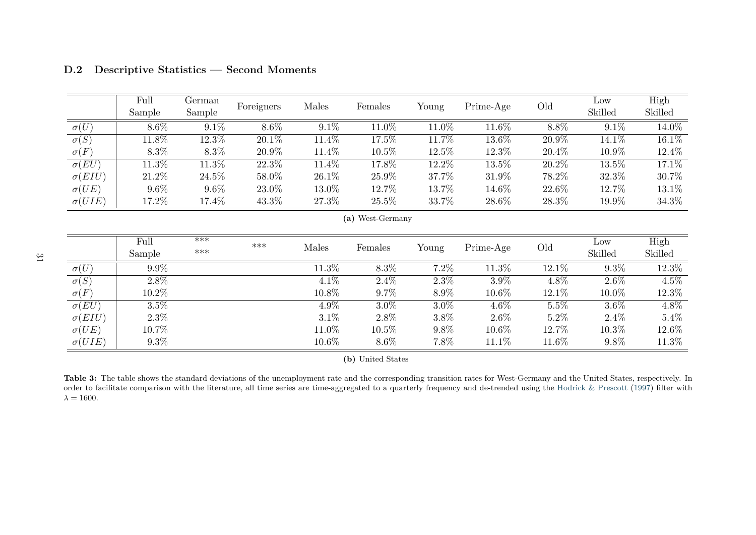## D.2 Descriptive Statistics — Second Moments

| | Full Sample | German Sample | Foreigners | Males | Females | Young | Prime-Age | Old | Low Skilled | High Skilled |
|---|---|---|---|---|---|---|---|---|---|---|
| $\sigma(U)$ | 8.6% | 9.1% | 8.6% | 9.1% | 11.0% | 11.0% | 11.6% | 8.8% | 9.1% | 14.0% |
| $\sigma(S)$ | 11.8% | 12.3% | 20.1% | 11.4% | 17.5% | 11.7% | 13.6% | 20.9% | 14.1% | 16.1% |
| $\sigma(F)$ | 8.3% | 8.3% | 20.9% | 11.4% | 10.5% | 12.5% | 12.3% | 20.4% | 10.9% | 12.4% |
| $\sigma(EU)$ | 11.3% | 11.3% | 22.3% | 11.4% | 17.8% | 12.2% | 13.5% | 20.2% | 13.5% | 17.1% |
| $\sigma(EIU)$ | 21.2% | 24.5% | 58.0% | 26.1% | 25.9% | 37.7% | 31.9% | 78.2% | 32.3% | 30.7% |
| $\sigma(UE)$ | 9.6% | 9.6% | 23.0% | 13.0% | 12.7% | 13.7% | 14.6% | 22.6% | 12.7% | 13.1% |
| $\sigma(UIE)$ | 17.2% | 17.4% | 43.3% | 27.3% | 25.5% | 33.7% | 28.6% | 28.3% | 19.9% | 34.3% |

**(a)** West-Germany

| | Full Sample | *** *** | *** | Males | Females | Young | Prime-Age | Old | Low Skilled | High Skilled |
|---|---|---|---|---|---|---|---|---|---|---|
| $\sigma(U)$ | 9.9% | | | 11.3% | 8.3% | 7.2% | 11.3% | 12.1% | 9.3% | 12.3% |
| $\sigma(S)$ | 2.8% | | | 4.1% | 2.4% | 2.3% | 3.9% | 4.8% | 2.6% | 4.5% |
| $\sigma(F)$ | 10.2% | | | 10.8% | 9.7% | 8.9% | 10.6% | 12.1% | 10.0% | 12.3% |
| $\sigma(EU)$ | 3.5% | | | 4.9% | 3.0% | 3.0% | 4.6% | 5.5% | 3.6% | 4.8% |
| $\sigma(EIU)$ | 2.3% | | | 3.1% | 2.8% | 3.8% | 2.6% | 5.2% | 2.4% | 5.4% |
| $\sigma(UE)$ | 10.7% | | | 11.0% | 10.5% | 9.8% | 10.6% | 12.7% | 10.3% | 12.6% |
| $\sigma(UIE)$ | 9.3% | | | 10.6% | 8.6% | 7.8% | 11.1% | 11.6% | 9.8% | 11.3% |

**(b)** United States

**Table 3:** The table shows the standard deviations of the unemployment rate and the corresponding transition rates for West-Germany and the United States, respectively. In order to facilitate comparison with the literature, all time series are time-aggregated to a quarterly frequency and de-trended using the Hodrick & Prescott (1997) filter with $\lambda = 1600$.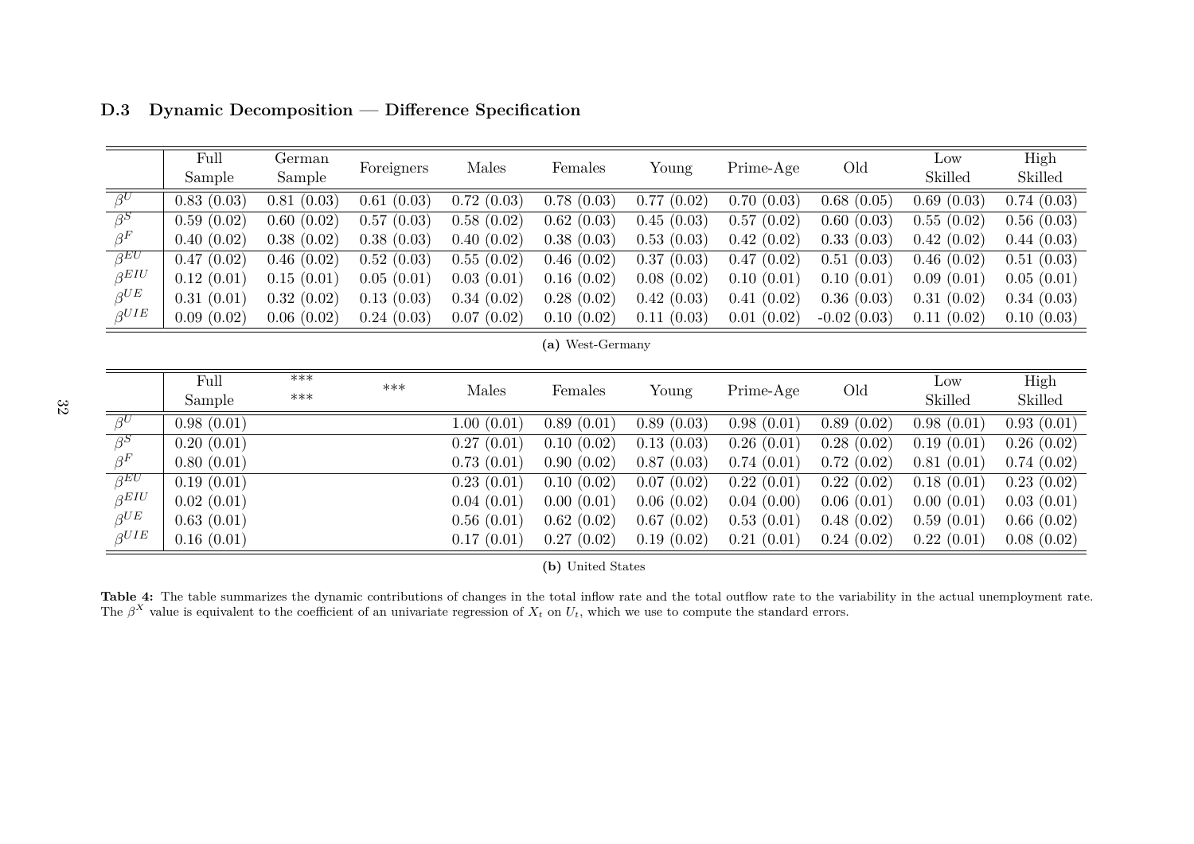### D.3 Dynamic Decomposition — Difference Specification

| | Full Sample | German Sample | Foreigners | Males | Females | Young | Prime-Age | Old | Low Skilled | High Skilled |
|---|---|---|---|---|---|---|---|---|---|---|
| $\beta^U$ | 0.83 (0.03) | 0.81 (0.03) | 0.61 (0.03) | 0.72 (0.03) | 0.78 (0.03) | 0.77 (0.02) | 0.70 (0.03) | 0.68 (0.05) | 0.69 (0.03) | 0.74 (0.03) |
| $\beta^S$ | 0.59 (0.02) | 0.60 (0.02) | 0.57 (0.03) | 0.58 (0.02) | 0.62 (0.03) | 0.45 (0.03) | 0.57 (0.02) | 0.60 (0.03) | 0.55 (0.02) | 0.56 (0.03) |
| $\beta^F$ | 0.40 (0.02) | 0.38 (0.02) | 0.38 (0.03) | 0.40 (0.02) | 0.38 (0.03) | 0.53 (0.03) | 0.42 (0.02) | 0.33 (0.03) | 0.42 (0.02) | 0.44 (0.03) |
| $\beta^{EU}$ | 0.47 (0.02) | 0.46 (0.02) | 0.52 (0.03) | 0.55 (0.02) | 0.46 (0.02) | 0.37 (0.03) | 0.47 (0.02) | 0.51 (0.03) | 0.46 (0.02) | 0.51 (0.03) |
| $\beta^{EIU}$ | 0.12 (0.01) | 0.15 (0.01) | 0.05 (0.01) | 0.03 (0.01) | 0.16 (0.02) | 0.08 (0.02) | 0.10 (0.01) | 0.10 (0.01) | 0.09 (0.01) | 0.05 (0.01) |
| $\beta^{UE}$ | 0.31 (0.01) | 0.32 (0.02) | 0.13 (0.03) | 0.34 (0.02) | 0.28 (0.02) | 0.42 (0.03) | 0.41 (0.02) | 0.36 (0.03) | 0.31 (0.02) | 0.34 (0.03) |
| $\beta^{UIE}$ | 0.09 (0.02) | 0.06 (0.02) | 0.24 (0.03) | 0.07 (0.02) | 0.10 (0.02) | 0.11 (0.03) | 0.01 (0.02) | -0.02 (0.03) | 0.11 (0.02) | 0.10 (0.03) |

**(a)** West-Germany

| | Full Sample | *** *** | *** | Males | Females | Young | Prime-Age | Old | Low Skilled | High Skilled |
|---|---|---|---|---|---|---|---|---|---|---|
| $\beta^U$ | 0.98 (0.01) | | | 1.00 (0.01) | 0.89 (0.01) | 0.89 (0.03) | 0.98 (0.01) | 0.89 (0.02) | 0.98 (0.01) | 0.93 (0.01) |
| $\beta^S$ | 0.20 (0.01) | | | 0.27 (0.01) | 0.10 (0.02) | 0.13 (0.03) | 0.26 (0.01) | 0.28 (0.02) | 0.19 (0.01) | 0.26 (0.02) |
| $\beta^F$ | 0.80 (0.01) | | | 0.73 (0.01) | 0.90 (0.02) | 0.87 (0.03) | 0.74 (0.01) | 0.72 (0.02) | 0.81 (0.01) | 0.74 (0.02) |
| $\beta^{EU}$ | 0.19 (0.01) | | | 0.23 (0.01) | 0.10 (0.02) | 0.07 (0.02) | 0.22 (0.01) | 0.22 (0.02) | 0.18 (0.01) | 0.23 (0.02) |
| $\beta^{EIU}$ | 0.02 (0.01) | | | 0.04 (0.01) | 0.00 (0.01) | 0.06 (0.02) | 0.04 (0.00) | 0.06 (0.01) | 0.00 (0.01) | 0.03 (0.01) |
| $\beta^{UE}$ | 0.63 (0.01) | | | 0.56 (0.01) | 0.62 (0.02) | 0.67 (0.02) | 0.53 (0.01) | 0.48 (0.02) | 0.59 (0.01) | 0.66 (0.02) |
| $\beta^{UIE}$ | 0.16 (0.01) | | | 0.17 (0.01) | 0.27 (0.02) | 0.19 (0.02) | 0.21 (0.01) | 0.24 (0.02) | 0.22 (0.01) | 0.08 (0.02) |

**(b)** United States

**Table 4:** The table summarizes the dynamic contributions of changes in the total inflow rate and the total outflow rate to the variability in the actual unemployment rate. The $\beta^X$ value is equivalent to the coefficient of an univariate regression of $X_t$ on $U_t$, which we use to compute the standard errors.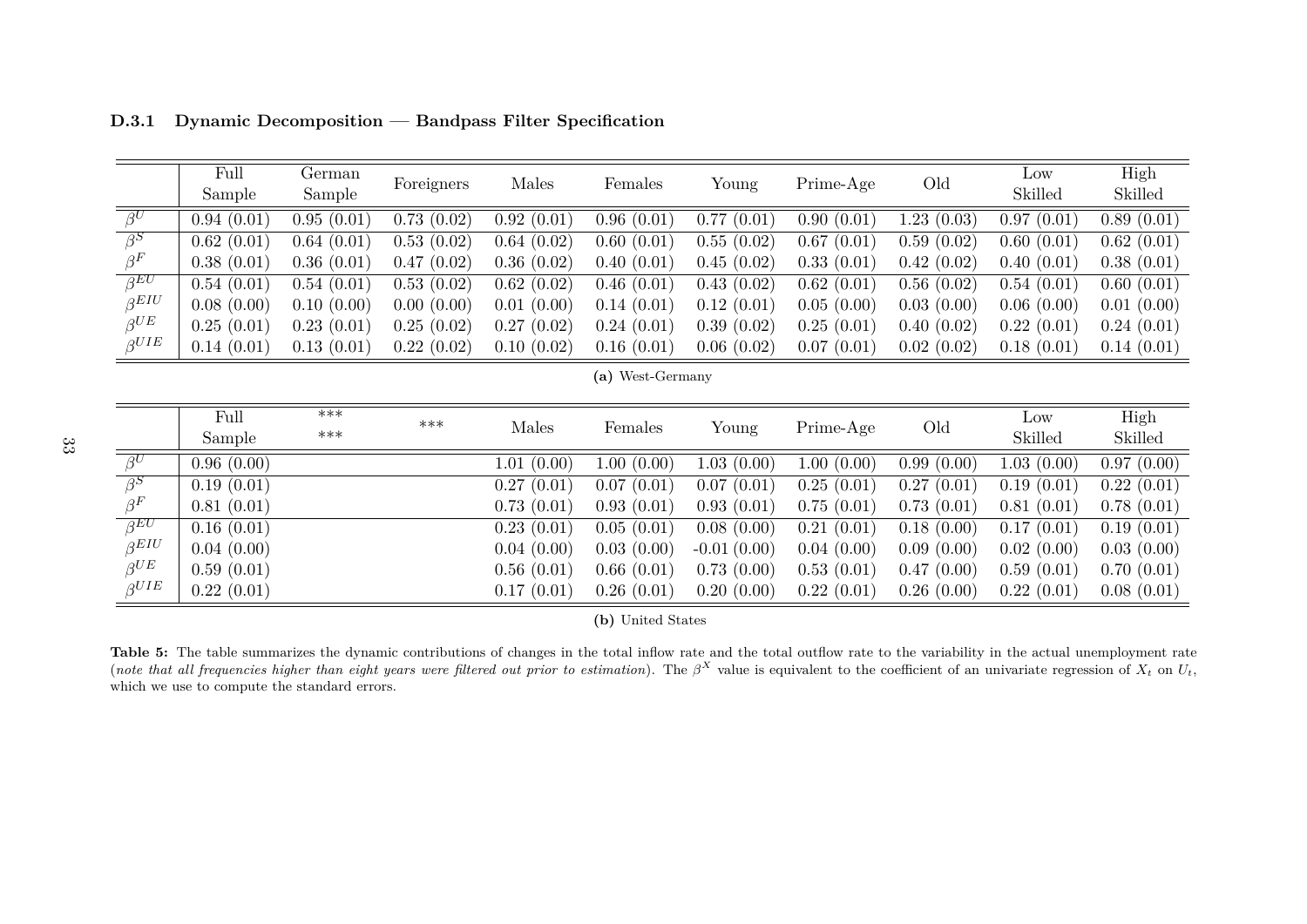### D.3.1 Dynamic Decomposition — Bandpass Filter Specification

| | Full Sample | German Sample | Foreigners | Males | Females | Young | Prime-Age | Old | Low Skilled | High Skilled |
|---|---|---|---|---|---|---|---|---|---|---|
| $\beta^U$ | 0.94 (0.01) | 0.95 (0.01) | 0.73 (0.02) | 0.92 (0.01) | 0.96 (0.01) | 0.77 (0.01) | 0.90 (0.01) | 1.23 (0.03) | 0.97 (0.01) | 0.89 (0.01) |
| $\beta^S$ | 0.62 (0.01) | 0.64 (0.01) | 0.53 (0.02) | 0.64 (0.02) | 0.60 (0.01) | 0.55 (0.02) | 0.67 (0.01) | 0.59 (0.02) | 0.60 (0.01) | 0.62 (0.01) |
| $\beta^F$ | 0.38 (0.01) | 0.36 (0.01) | 0.47 (0.02) | 0.36 (0.02) | 0.40 (0.01) | 0.45 (0.02) | 0.33 (0.01) | 0.42 (0.02) | 0.40 (0.01) | 0.38 (0.01) |
| $\beta^{EU}$ | 0.54 (0.01) | 0.54 (0.01) | 0.53 (0.02) | 0.62 (0.02) | 0.46 (0.01) | 0.43 (0.02) | 0.62 (0.01) | 0.56 (0.02) | 0.54 (0.01) | 0.60 (0.01) |
| $\beta^{EIU}$ | 0.08 (0.00) | 0.10 (0.00) | 0.00 (0.00) | 0.01 (0.00) | 0.14 (0.01) | 0.12 (0.01) | 0.05 (0.00) | 0.03 (0.00) | 0.06 (0.00) | 0.01 (0.00) |
| $\beta^{UE}$ | 0.25 (0.01) | 0.23 (0.01) | 0.25 (0.02) | 0.27 (0.02) | 0.24 (0.01) | 0.39 (0.02) | 0.25 (0.01) | 0.40 (0.02) | 0.22 (0.01) | 0.24 (0.01) |
| $\beta^{UIE}$ | 0.14 (0.01) | 0.13 (0.01) | 0.22 (0.02) | 0.10 (0.02) | 0.16 (0.01) | 0.06 (0.02) | 0.07 (0.01) | 0.02 (0.02) | 0.18 (0.01) | 0.14 (0.01) |

**(a)** West-Germany

| | Full Sample | *** *** | *** | Males | Females | Young | Prime-Age | Old | Low Skilled | High Skilled |
|---|---|---|---|---|---|---|---|---|---|---|
| $\beta^U$ | 0.96 (0.00) | | | 1.01 (0.00) | 1.00 (0.00) | 1.03 (0.00) | 1.00 (0.00) | 0.99 (0.00) | 1.03 (0.00) | 0.97 (0.00) |
| $\beta^S$ | 0.19 (0.01) | | | 0.27 (0.01) | 0.07 (0.01) | 0.07 (0.01) | 0.25 (0.01) | 0.27 (0.01) | 0.19 (0.01) | 0.22 (0.01) |
| $\beta^F$ | 0.81 (0.01) | | | 0.73 (0.01) | 0.93 (0.01) | 0.93 (0.01) | 0.75 (0.01) | 0.73 (0.01) | 0.81 (0.01) | 0.78 (0.01) |
| $\beta^{EU}$ | 0.16 (0.01) | | | 0.23 (0.01) | 0.05 (0.01) | 0.08 (0.00) | 0.21 (0.01) | 0.18 (0.00) | 0.17 (0.01) | 0.19 (0.01) |
| $\beta^{EIU}$ | 0.04 (0.00) | | | 0.04 (0.00) | 0.03 (0.00) | -0.01 (0.00) | 0.04 (0.00) | 0.09 (0.00) | 0.02 (0.00) | 0.03 (0.00) |
| $\beta^{UE}$ | 0.59 (0.01) | | | 0.56 (0.01) | 0.66 (0.01) | 0.73 (0.00) | 0.53 (0.01) | 0.47 (0.00) | 0.59 (0.01) | 0.70 (0.01) |
| $\beta^{UIE}$ | 0.22 (0.01) | | | 0.17 (0.01) | 0.26 (0.01) | 0.20 (0.00) | 0.22 (0.01) | 0.26 (0.00) | 0.22 (0.01) | 0.08 (0.01) |

**(b)** United States

**Table 5:** The table summarizes the dynamic contributions of changes in the total inflow rate and the total outflow rate to the variability in the actual unemployment rate (*note that all frequencies higher than eight years were filtered out prior to estimation*). The $\beta^X$ value is equivalent to the coefficient of an univariate regression of $X_t$ on $U_t$, which we use to compute the standard errors.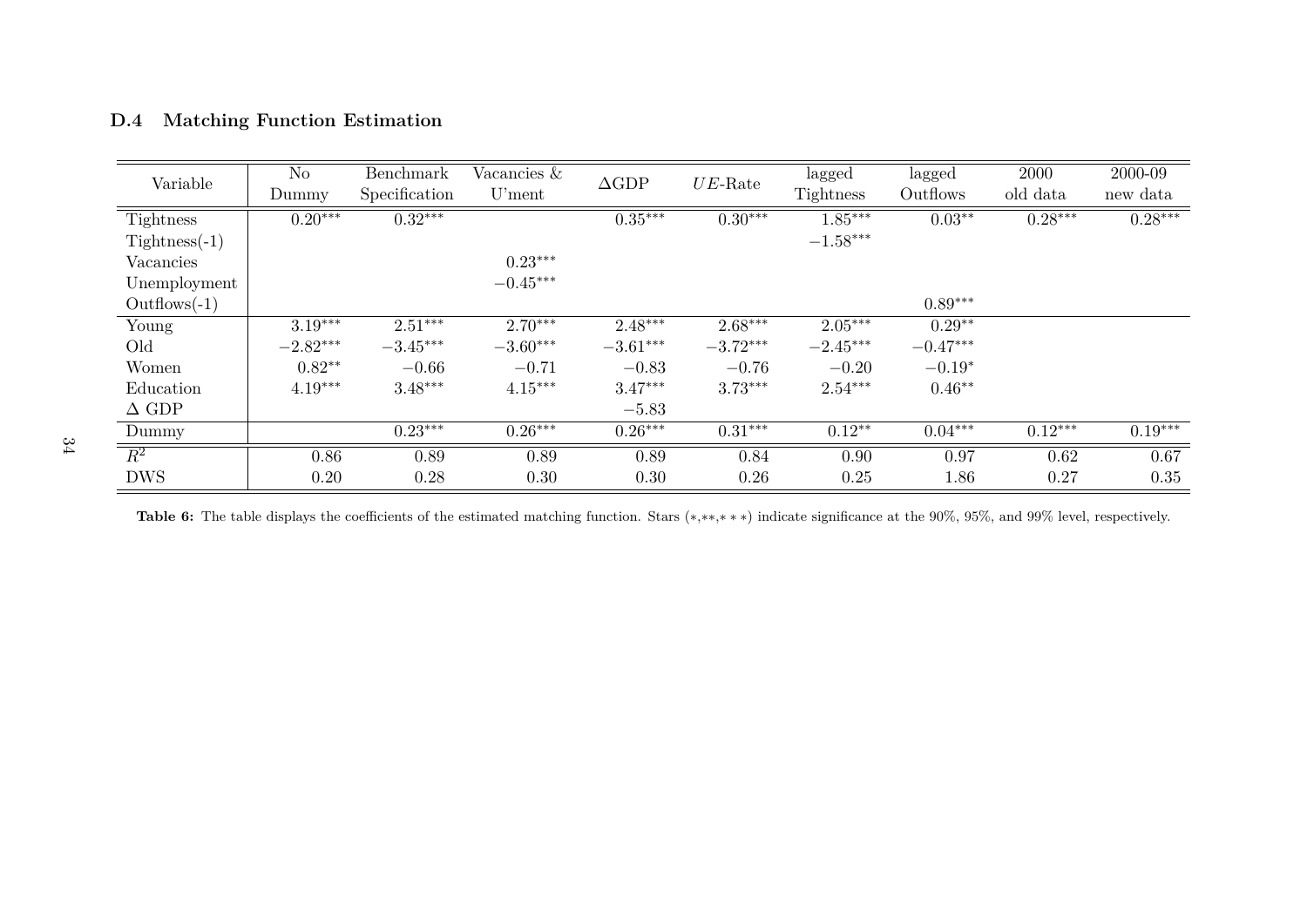### D.4 Matching Function Estimation

| Variable | No Dummy | Benchmark Specification | Vacancies & U'ment | $\Delta$GDP | $UE$-Rate | lagged Tightness | lagged Outflows | 2000 old data | 2000-09 new data |
|---|---|---|---|---|---|---|---|---|---|
| Tightness | $0.20^{***}$ | $0.32^{***}$ | | $0.35^{***}$ | $0.30^{***}$ | $1.85^{***}$ | $0.03^{**}$ | $0.28^{***}$ | $0.28^{***}$ |
| Tightness(-1) | | | | | | $-1.58^{***}$ | | | |
| Vacancies | | | $0.23^{***}$ | | | | | | |
| Unemployment | | | $-0.45^{***}$ | | | | | | |
| Outflows(-1) | | | | | | | $0.89^{***}$ | | |
| Young | $3.19^{***}$ | $2.51^{***}$ | $2.70^{***}$ | $2.48^{***}$ | $2.68^{***}$ | $2.05^{***}$ | $0.29^{**}$ | | |
| Old | $-2.82^{***}$ | $-3.45^{***}$ | $-3.60^{***}$ | $-3.61^{***}$ | $-3.72^{***}$ | $-2.45^{***}$ | $-0.47^{***}$ | | |
| Women | $0.82^{**}$ | $-0.66$ | $-0.71$ | $-0.83$ | $-0.76$ | $-0.20$ | $-0.19^{*}$ | | |
| Education | $4.19^{***}$ | $3.48^{***}$ | $4.15^{***}$ | $3.47^{***}$ | $3.73^{***}$ | $2.54^{***}$ | $0.46^{**}$ | | |
| $\Delta$ GDP | | | | $-5.83$ | | | | | |
| Dummy | | $0.23^{***}$ | $0.26^{***}$ | $0.26^{***}$ | $0.31^{***}$ | $0.12^{**}$ | $0.04^{***}$ | $0.12^{***}$ | $0.19^{***}$ |
| $R^2$ | 0.86 | 0.89 | 0.89 | 0.89 | 0.84 | 0.90 | 0.97 | 0.62 | 0.67 |
| DWS | 0.20 | 0.28 | 0.30 | 0.30 | 0.26 | 0.25 | 1.86 | 0.27 | 0.35 |

**Table 6:** The table displays the coefficients of the estimated matching function. Stars ($*$,$**$,$***$) indicate significance at the 90%, 95%, and 99% level, respectively.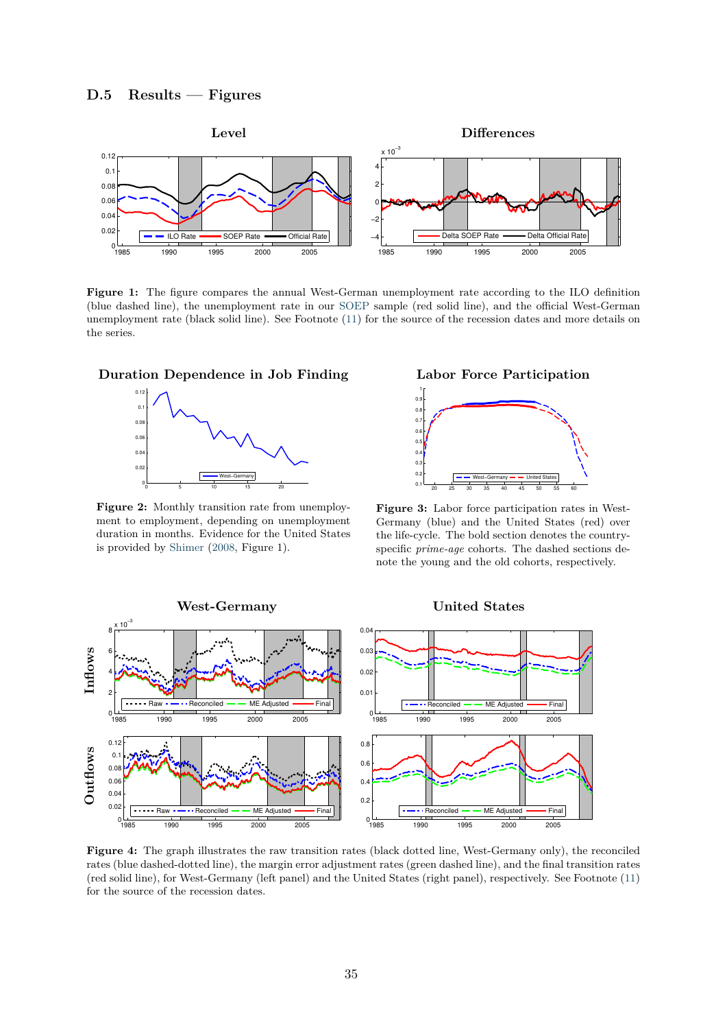### D.5 Results — Figures

**Figure 1:** The figure compares the annual West-German unemployment rate according to the ILO definition (blue dashed line), the unemployment rate in our SOEP sample (red solid line), and the official West-German unemployment rate (black solid line). See Footnote (11) for the source of the recession dates and more details on the series.

**Figure 2:** Monthly transition rate from unemployment to employment, depending on unemployment duration in months. Evidence for the United States is provided by Shimer (2008, Figure 1).

**Figure 3:** Labor force participation rates in West-Germany (blue) and the United States (red) over the life-cycle. The bold section denotes the country-specific *prime-age* cohorts. The dashed sections denote the young and the old cohorts, respectively.

**Figure 4:** The graph illustrates the raw transition rates (black dotted line, West-Germany only), the reconciled rates (blue dashed-dotted line), the margin error adjustment rates (green dashed line), and the final transition rates (red solid line), for West-Germany (left panel) and the United States (right panel), respectively. See Footnote (11) for the source of the recession dates.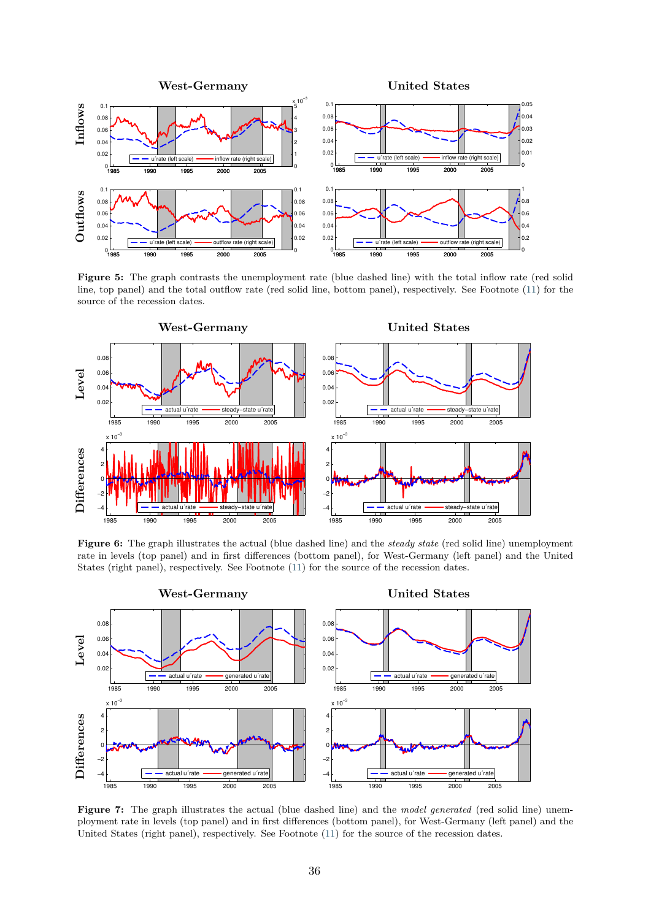**Figure 5:** The graph contrasts the unemployment rate (blue dashed line) with the total inflow rate (red solid line, top panel) and the total outflow rate (red solid line, bottom panel), respectively. See Footnote (11) for the source of the recession dates.

**Figure 6:** The graph illustrates the actual (blue dashed line) and the *steady state* (red solid line) unemployment rate in levels (top panel) and in first differences (bottom panel), for West-Germany (left panel) and the United States (right panel), respectively. See Footnote (11) for the source of the recession dates.

**Figure 7:** The graph illustrates the actual (blue dashed line) and the *model generated* (red solid line) unemployment rate in levels (top panel) and in first differences (bottom panel), for West-Germany (left panel) and the United States (right panel), respectively. See Footnote (11) for the source of the recession dates.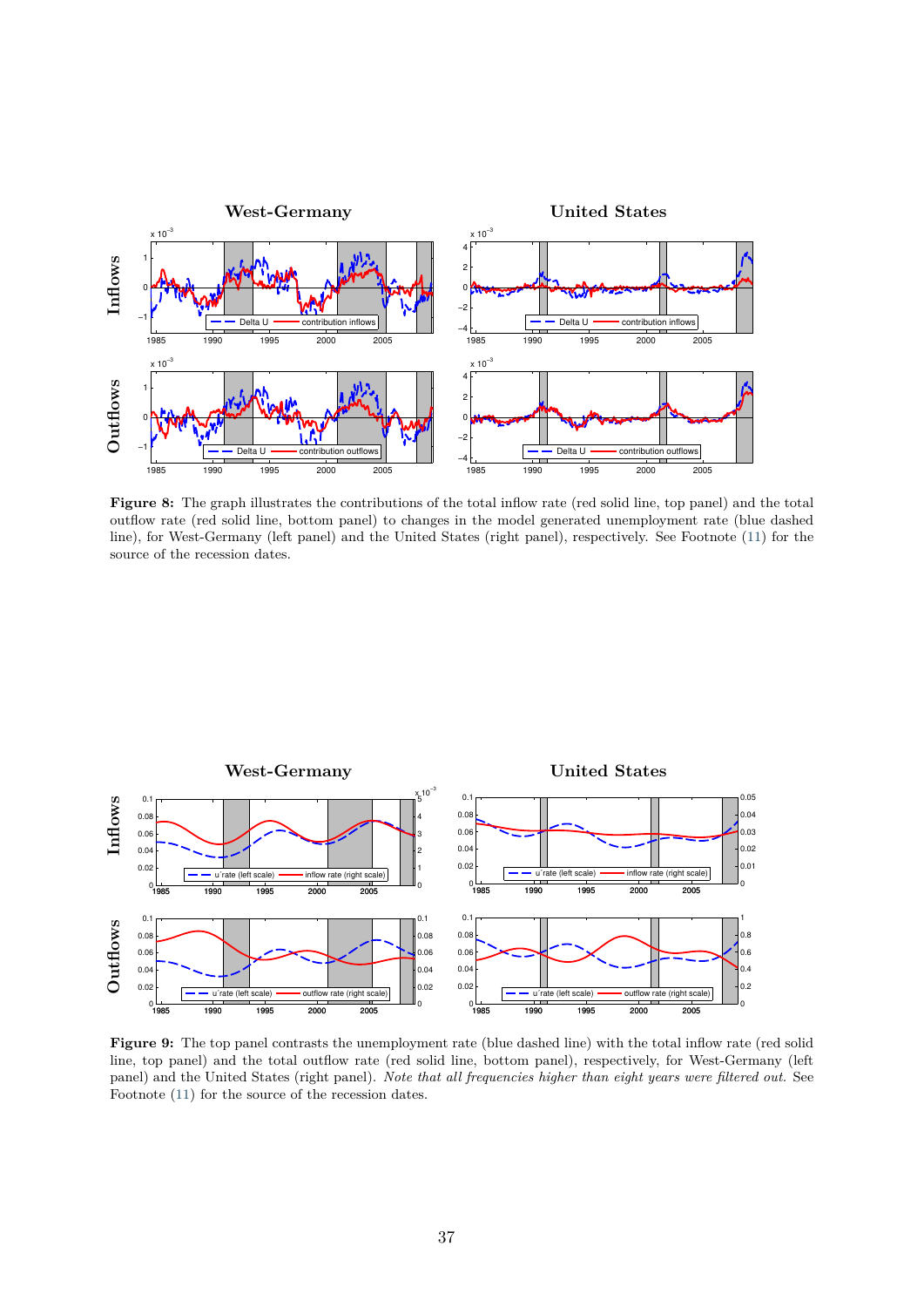**Figure 8:** The graph illustrates the contributions of the total inflow rate (red solid line, top panel) and the total outflow rate (red solid line, bottom panel) to changes in the model generated unemployment rate (blue dashed line), for West-Germany (left panel) and the United States (right panel), respectively. See Footnote (11) for the source of the recession dates.

**Figure 9:** The top panel contrasts the unemployment rate (blue dashed line) with the total inflow rate (red solid line, top panel) and the total outflow rate (red solid line, bottom panel), respectively, for West-Germany (left panel) and the United States (right panel). *Note that all frequencies higher than eight years were filtered out.* See Footnote (11) for the source of the recession dates.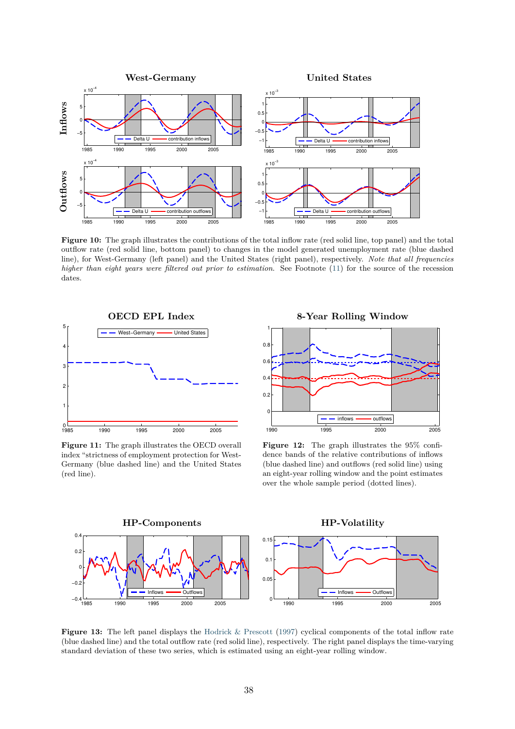**Figure 10:** The graph illustrates the contributions of the total inflow rate (red solid line, top panel) and the total outflow rate (red solid line, bottom panel) to changes in the model generated unemployment rate (blue dashed line), for West-Germany (left panel) and the United States (right panel), respectively. *Note that all frequencies higher than eight years were filtered out prior to estimation.* See Footnote (11) for the source of the recession dates.

**Figure 11:** The graph illustrates the OECD overall index "strictness of employment protection for West-Germany (blue dashed line) and the United States (red line).

**Figure 12:** The graph illustrates the 95% confidence bands of the relative contributions of inflows (blue dashed line) and outflows (red solid line) using an eight-year rolling window and the point estimates over the whole sample period (dotted lines).

**Figure 13:** The left panel displays the Hodrick & Prescott (1997) cyclical components of the total inflow rate (blue dashed line) and the total outflow rate (red solid line), respectively. The right panel displays the time-varying standard deviation of these two series, which is estimated using an eight-year rolling window.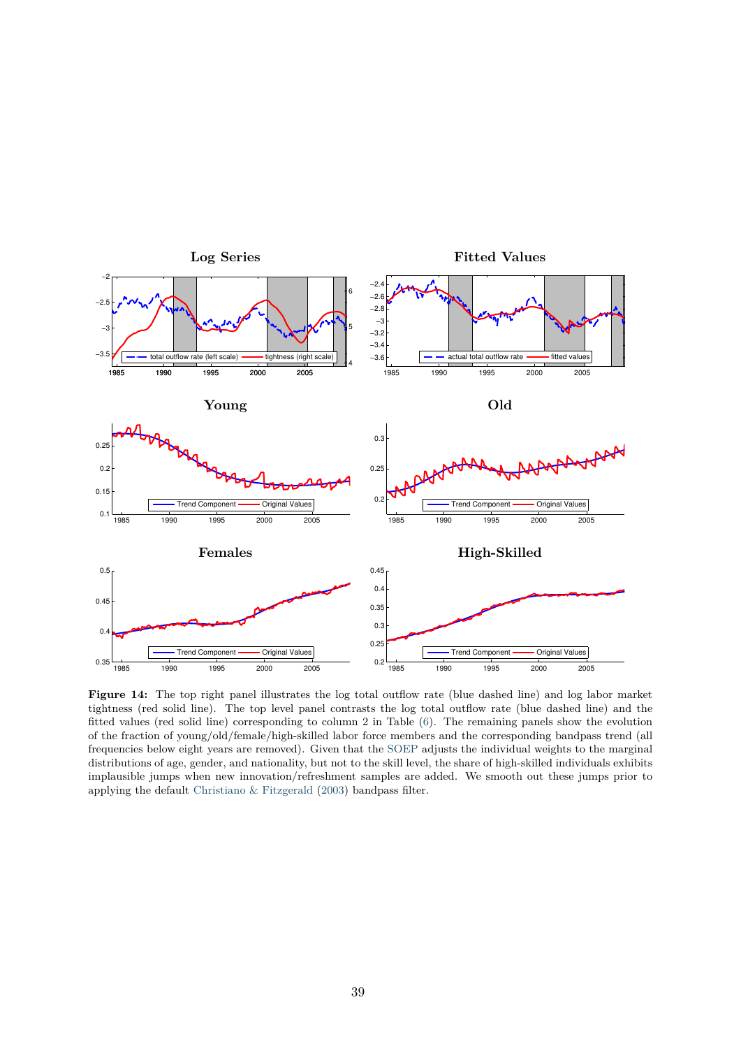Log Series

-2
-2.5
-3
-3.5

6
5
4

1985 1990 1995 2000 2005

total outflow rate (left scale) tightness (right scale)

Fitted Values

-2.4
-2.6
-2.8
-3
-3.2
-3.4
-3.6

1985 1990 1995 2000 2005

actual total outflow rate fitted values

Young

0.25
0.2
0.15
0.1

1985 1990 1995 2000 2005

Trend Component Original Values

Old

0.3
0.25
0.2

1985 1990 1995 2000 2005

Trend Component Original Values

Females

0.5
0.45
0.4
0.35

1985 1990 1995 2000 2005

Trend Component Original Values

High-Skilled

0.45
0.4
0.35
0.3
0.25
0.2

1985 1990 1995 2000 2005

Trend Component Original Values

**Figure 14:** The top right panel illustrates the log total outflow rate (blue dashed line) and log labor market tightness (red solid line). The top level panel contrasts the log total outflow rate (blue dashed line) and the fitted values (red solid line) corresponding to column 2 in Table (6). The remaining panels show the evolution of the fraction of young/old/female/high-skilled labor force members and the corresponding bandpass trend (all frequencies below eight years are removed). Given that the SOEP adjusts the individual weights to the marginal distributions of age, gender, and nationality, but not to the skill level, the share of high-skilled individuals exhibits implausible jumps when new innovation/refreshment samples are added. We smooth out these jumps prior to applying the default Christiano & Fitzgerald (2003) bandpass filter.